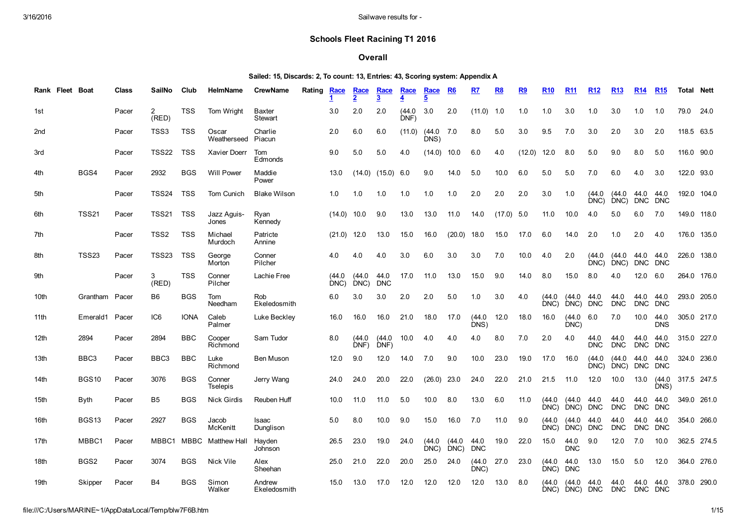# Schools Fleet Racining T1 2016

## Overall

### Sailed: 15, Discards: 2, To count: 13, Entries: 43, Scoring system: Appendix A

| Rank | Fleet | Boat | Class | SailNo | Club | HelmName | CrewName | Rating | Race 1 | Race 2 | Race 3 | Race 4 | Race 5 | R6 | R7 | R8 | R9 | R10 | R11 | R12 | R13 | R14 | R15 | Total | Nett |
|---|---|---|---|---|---|---|---|---|---|---|---|---|---|---|---|---|---|---|---|---|---|---|---|---|---|
| 1st | | | Pacer | 2 (RED) | TSS | Tom Wright | Baxter Stewart | | 3.0 | 2.0 | 2.0 | (44.0 DNF) | 3.0 | 2.0 | (11.0) | 1.0 | 1.0 | 1.0 | 3.0 | 1.0 | 3.0 | 1.0 | 1.0 | 79.0 | 24.0 |
| 2nd | | | Pacer | TSS3 | TSS | Oscar Weatherseed | Charlie Piacun | | 2.0 | 6.0 | 6.0 | (11.0) | (44.0 DNS) | 7.0 | 8.0 | 5.0 | 3.0 | 9.5 | 7.0 | 3.0 | 2.0 | 3.0 | 2.0 | 118.5 | 63.5 |
| 3rd | | | Pacer | TSS22 | TSS | Xavier Doerr | Tom Edmonds | | 9.0 | 5.0 | 5.0 | 4.0 | (14.0) | 10.0 | 6.0 | 4.0 | (12.0) | 12.0 | 8.0 | 5.0 | 9.0 | 8.0 | 5.0 | 116.0 | 90.0 |
| 4th | | BGS4 | Pacer | 2932 | BGS | Will Power | Maddie Power | | 13.0 | (14.0) | (15.0) | 6.0 | 9.0 | 14.0 | 5.0 | 10.0 | 6.0 | 5.0 | 5.0 | 7.0 | 6.0 | 4.0 | 3.0 | 122.0 | 93.0 |
| 5th | | | Pacer | TSS24 | TSS | Tom Cunich | Blake Wilson | | 1.0 | 1.0 | 1.0 | 1.0 | 1.0 | 1.0 | 2.0 | 2.0 | 2.0 | 3.0 | 1.0 | (44.0 DNC) | (44.0 DNC) | 44.0 DNC | 44.0 DNC | 192.0 | 104.0 |
| 6th | | TSS21 | Pacer | TSS21 | TSS | Jazz Aguis-Jones | Ryan Kennedy | | (14.0) | 10.0 | 9.0 | 13.0 | 13.0 | 11.0 | 14.0 | (17.0) | 5.0 | 11.0 | 10.0 | 4.0 | 5.0 | 6.0 | 7.0 | 149.0 | 118.0 |
| 7th | | | Pacer | TSS2 | TSS | Michael Murdoch | Patricte Annine | | (21.0) | 12.0 | 13.0 | 15.0 | 16.0 | (20.0) | 18.0 | 15.0 | 17.0 | 6.0 | 14.0 | 2.0 | 1.0 | 2.0 | 4.0 | 176.0 | 135.0 |
| 8th | | TSS23 | Pacer | TSS23 | TSS | George Morton | Conner Pilcher | | 4.0 | 4.0 | 4.0 | 3.0 | 6.0 | 3.0 | 3.0 | 7.0 | 10.0 | 4.0 | 2.0 | (44.0 DNC) | (44.0 DNC) | 44.0 DNC | 44.0 DNC | 226.0 | 138.0 |
| 9th | | | Pacer | 3 (RED) | TSS | Conner Pilcher | Lachie Free | | (44.0 DNC) | (44.0 DNC) | 44.0 DNC | 17.0 | 11.0 | 13.0 | 15.0 | 9.0 | 14.0 | 8.0 | 15.0 | 8.0 | 4.0 | 12.0 | 6.0 | 264.0 | 176.0 |
| 10th | | Grantham | Pacer | B6 | BGS | Tom Needham | Rob Ekeledosmith | | 6.0 | 3.0 | 3.0 | 2.0 | 2.0 | 5.0 | 1.0 | 3.0 | 4.0 | (44.0 DNC) | (44.0 DNC) | 44.0 DNC | 44.0 DNC | 44.0 DNC | 44.0 DNC | 293.0 | 205.0 |
| 11th | | Emerald1 | Pacer | IC6 | IONA | Caleb Palmer | Luke Beckley | | 16.0 | 16.0 | 16.0 | 21.0 | 18.0 | 17.0 | (44.0 DNS) | 12.0 | 18.0 | 16.0 | (44.0 DNC) | 6.0 | 7.0 | 10.0 | 44.0 DNS | 305.0 | 217.0 |
| 12th | | 2894 | Pacer | 2894 | BBC | Cooper Richmond | Sam Tudor | | 8.0 | (44.0 DNF) | (44.0 DNF) | 10.0 | 4.0 | 4.0 | 4.0 | 8.0 | 7.0 | 2.0 | 4.0 | 44.0 DNC | 44.0 DNC | 44.0 DNC | 44.0 DNC | 315.0 | 227.0 |
| 13th | | BBC3 | Pacer | BBC3 | BBC | Luke Richmond | Ben Muson | | 12.0 | 9.0 | 12.0 | 14.0 | 7.0 | 9.0 | 10.0 | 23.0 | 19.0 | 17.0 | 16.0 | (44.0 DNC) | (44.0 DNC) | 44.0 DNC | 44.0 DNC | 324.0 | 236.0 |
| 14th | | BGS10 | Pacer | 3076 | BGS | Conner Tselepis | Jerry Wang | | 24.0 | 24.0 | 20.0 | 22.0 | (26.0) | 23.0 | 24.0 | 22.0 | 21.0 | 21.5 | 11.0 | 12.0 | 10.0 | 13.0 | (44.0 DNS) | 317.5 | 247.5 |
| 15th | | Byth | Pacer | B5 | BGS | Nick Girdis | Reuben Huff | | 10.0 | 11.0 | 11.0 | 5.0 | 10.0 | 8.0 | 13.0 | 6.0 | 11.0 | (44.0 DNC) | (44.0 DNC) | 44.0 DNC | 44.0 DNC | 44.0 DNC | 44.0 DNC | 349.0 | 261.0 |
| 16th | | BGS13 | Pacer | 2927 | BGS | Jacob McKenitt | Isaac Dunglison | | 5.0 | 8.0 | 10.0 | 9.0 | 15.0 | 16.0 | 7.0 | 11.0 | 9.0 | (44.0 DNC) | (44.0 DNC) | 44.0 DNC | 44.0 DNC | 44.0 DNC | 44.0 DNC | 354.0 | 266.0 |
| 17th | | MBBC1 | Pacer | MBBC1 | MBBC | Matthew Hall | Hayden Johnson | | 26.5 | 23.0 | 19.0 | 24.0 | (44.0 DNC) | (44.0 DNC) | 44.0 DNC | 19.0 | 22.0 | 15.0 | 44.0 DNC | 9.0 | 12.0 | 7.0 | 10.0 | 362.5 | 274.5 |
| 18th | | BGS2 | Pacer | 3074 | BGS | Nick Vile | Alex Sheehan | | 25.0 | 21.0 | 22.0 | 20.0 | 25.0 | 24.0 | (44.0 DNC) | 27.0 | 23.0 | (44.0 DNC) | 44.0 DNC | 13.0 | 15.0 | 5.0 | 12.0 | 364.0 | 276.0 |
| 19th | | Skipper | Pacer | B4 | BGS | Simon Walker | Andrew Ekeledosmith | | 15.0 | 13.0 | 17.0 | 12.0 | 12.0 | 12.0 | 12.0 | 13.0 | 8.0 | (44.0 DNC) | (44.0 DNC) | 44.0 DNC | 44.0 DNC | 44.0 DNC | 44.0 DNC | 378.0 | 290.0 |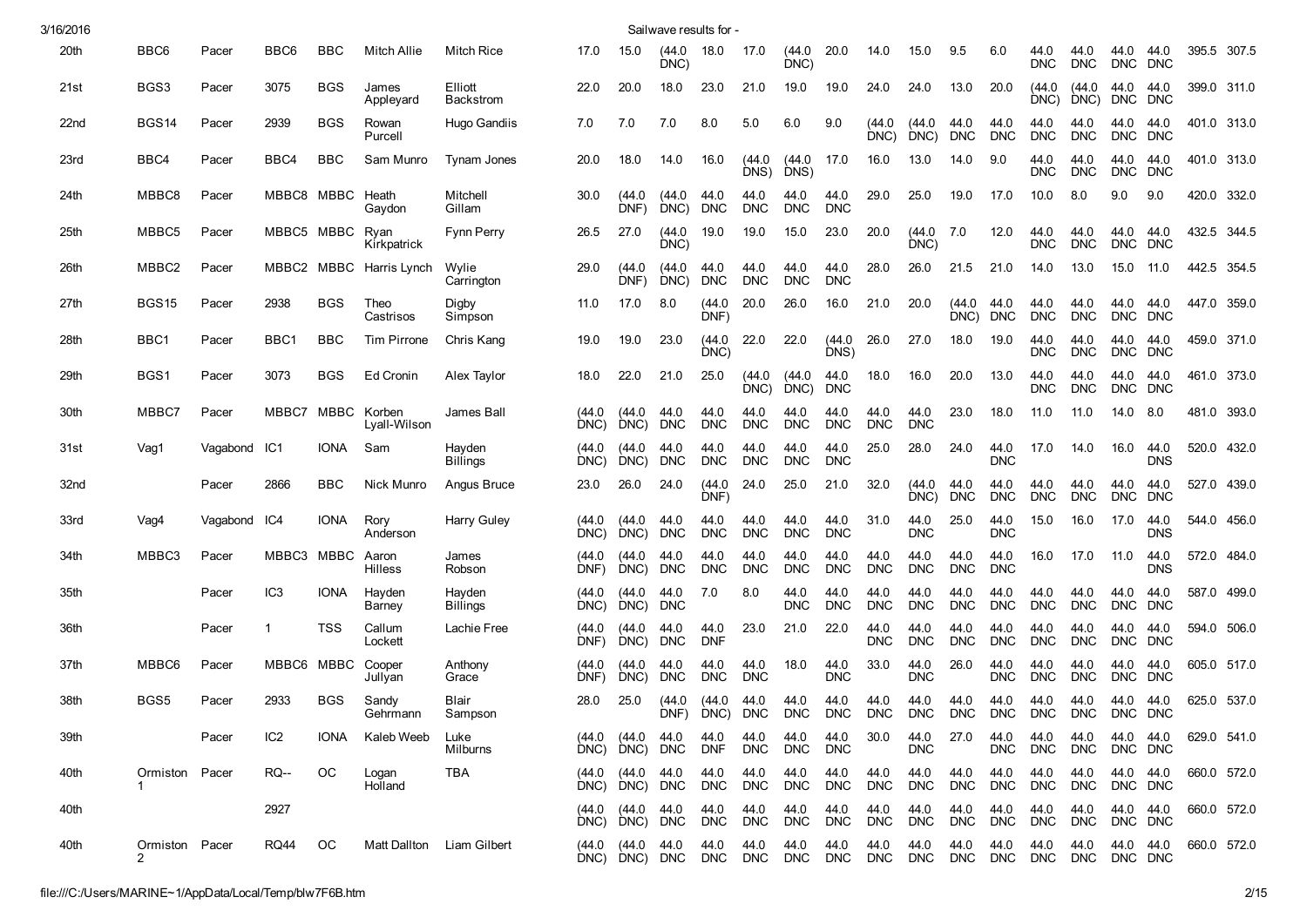| | | | | | | | | | | | | | | | | | | | | | | | | | |
|---|---|---|---|---|---|---|---|---|---|---|---|---|---|---|---|---|---|---|---|---|---|---|---|---|---|
| 20th | BBC6 | Pacer | BBC6 | BBC | Mitch Allie | Mitch Rice | 17.0 | 15.0 | (44.0 DNC) | 18.0 | 17.0 | (44.0 DNC) | 20.0 | 14.0 | 15.0 | 9.5 | 6.0 | 44.0 DNC | 44.0 DNC | 44.0 DNC | 44.0 DNC | 395.5 | 307.5 |
| 21st | BGS3 | Pacer | 3075 | BGS | James Appleyard | Elliott Backstrom | 22.0 | 20.0 | 18.0 | 23.0 | 21.0 | 19.0 | 19.0 | 24.0 | 24.0 | 13.0 | 20.0 | (44.0 DNC) | (44.0 DNC) | 44.0 DNC | 44.0 DNC | 399.0 | 311.0 |
| 22nd | BGS14 | Pacer | 2939 | BGS | Rowan Purcell | Hugo Gandiis | 7.0 | 7.0 | 7.0 | 8.0 | 5.0 | 6.0 | 9.0 | (44.0 DNC) | (44.0 DNC) | 44.0 DNC | 44.0 DNC | 44.0 DNC | 44.0 DNC | 44.0 DNC | 44.0 DNC | 401.0 | 313.0 |
| 23rd | BBC4 | Pacer | BBC4 | BBC | Sam Munro | Tynam Jones | 20.0 | 18.0 | 14.0 | 16.0 | (44.0 DNS) | (44.0 DNS) | 17.0 | 16.0 | 13.0 | 14.0 | 9.0 | 44.0 DNC | 44.0 DNC | 44.0 DNC | 44.0 DNC | 401.0 | 313.0 |
| 24th | MBBC8 | Pacer | MBBC8 | MBBC | Heath Gaydon | Mitchell Gillam | 30.0 | (44.0 DNF) | (44.0 DNC) | 44.0 DNC | 44.0 DNC | 44.0 DNC | 44.0 DNC | 29.0 | 25.0 | 19.0 | 17.0 | 10.0 | 8.0 | 9.0 | 9.0 | 420.0 | 332.0 |
| 25th | MBBC5 | Pacer | MBBC5 | MBBC | Ryan Kirkpatrick | Fynn Perry | 26.5 | 27.0 | (44.0 DNC) | 19.0 | 19.0 | 15.0 | 23.0 | 20.0 | (44.0 DNC) | 7.0 | 12.0 | 44.0 DNC | 44.0 DNC | 44.0 DNC | 44.0 DNC | 432.5 | 344.5 |
| 26th | MBBC2 | Pacer | MBBC2 | MBBC | Harris Lynch | Wylie Carrington | 29.0 | (44.0 DNF) | (44.0 DNC) | 44.0 DNC | 44.0 DNC | 44.0 DNC | 44.0 DNC | 28.0 | 26.0 | 21.5 | 21.0 | 14.0 | 13.0 | 15.0 | 11.0 | 442.5 | 354.5 |
| 27th | BGS15 | Pacer | 2938 | BGS | Theo Castrisos | Digby Simpson | 11.0 | 17.0 | 8.0 | (44.0 DNF) | 20.0 | 26.0 | 16.0 | 21.0 | 20.0 | (44.0 DNC) | 44.0 DNC | 44.0 DNC | 44.0 DNC | 44.0 DNC | 44.0 DNC | 447.0 | 359.0 |
| 28th | BBC1 | Pacer | BBC1 | BBC | Tim Pirrone | Chris Kang | 19.0 | 19.0 | 23.0 | (44.0 DNC) | 22.0 | 22.0 | (44.0 DNS) | 26.0 | 27.0 | 18.0 | 19.0 | 44.0 DNC | 44.0 DNC | 44.0 DNC | 44.0 DNC | 459.0 | 371.0 |
| 29th | BGS1 | Pacer | 3073 | BGS | Ed Cronin | Alex Taylor | 18.0 | 22.0 | 21.0 | 25.0 | (44.0 DNC) | (44.0 DNC) | 44.0 DNC | 18.0 | 16.0 | 20.0 | 13.0 | 44.0 DNC | 44.0 DNC | 44.0 DNC | 44.0 DNC | 461.0 | 373.0 |
| 30th | MBBC7 | Pacer | MBBC7 | MBBC | Korben Lyall-Wilson | James Ball | (44.0 DNC) | (44.0 DNC) | 44.0 DNC | 44.0 DNC | 44.0 DNC | 44.0 DNC | 44.0 DNC | 44.0 DNC | 44.0 DNC | 23.0 | 18.0 | 11.0 | 11.0 | 14.0 | 8.0 | 481.0 | 393.0 |
| 31st | Vag1 | Vagabond | IC1 | IONA | Sam | Hayden Billings | (44.0 DNC) | (44.0 DNC) | 44.0 DNC | 44.0 DNC | 44.0 DNC | 44.0 DNC | 44.0 DNC | 25.0 | 28.0 | 24.0 | 44.0 DNC | 17.0 | 14.0 | 16.0 | 44.0 DNS | 520.0 | 432.0 |
| 32nd | | Pacer | 2866 | BBC | Nick Munro | Angus Bruce | 23.0 | 26.0 | 24.0 | (44.0 DNF) | 24.0 | 25.0 | 21.0 | 32.0 | (44.0 DNC) | 44.0 DNC | 44.0 DNC | 44.0 DNC | 44.0 DNC | 44.0 DNC | 44.0 DNC | 527.0 | 439.0 |
| 33rd | Vag4 | Vagabond | IC4 | IONA | Rory Anderson | Harry Guley | (44.0 DNC) | (44.0 DNC) | 44.0 DNC | 44.0 DNC | 44.0 DNC | 44.0 DNC | 44.0 DNC | 31.0 | 44.0 DNC | 25.0 | 44.0 DNC | 15.0 | 16.0 | 17.0 | 44.0 DNS | 544.0 | 456.0 |
| 34th | MBBC3 | Pacer | MBBC3 | MBBC | Aaron Hilless | James Robson | (44.0 DNF) | (44.0 DNC) | 44.0 DNC | 44.0 DNC | 44.0 DNC | 44.0 DNC | 44.0 DNC | 44.0 DNC | 44.0 DNC | 44.0 DNC | 44.0 DNC | 16.0 | 17.0 | 11.0 | 44.0 DNS | 572.0 | 484.0 |
| 35th | | Pacer | IC3 | IONA | Hayden Barney | Hayden Billings | (44.0 DNC) | (44.0 DNC) | 44.0 DNC | 7.0 | 8.0 | 44.0 DNC | 44.0 DNC | 44.0 DNC | 44.0 DNC | 44.0 DNC | 44.0 DNC | 44.0 DNC | 44.0 DNC | 44.0 DNC | 44.0 DNC | 587.0 | 499.0 |
| 36th | | Pacer | 1 | TSS | Callum Lockett | Lachie Free | (44.0 DNF) | (44.0 DNC) | 44.0 DNC | 44.0 DNF | 23.0 | 21.0 | 22.0 | 44.0 DNC | 44.0 DNC | 44.0 DNC | 44.0 DNC | 44.0 DNC | 44.0 DNC | 44.0 DNC | 44.0 DNC | 594.0 | 506.0 |
| 37th | MBBC6 | Pacer | MBBC6 | MBBC | Cooper Jullyan | Anthony Grace | (44.0 DNF) | (44.0 DNC) | 44.0 DNC | 44.0 DNC | 44.0 DNC | 18.0 | 44.0 DNC | 33.0 | 44.0 DNC | 26.0 | 44.0 DNC | 44.0 DNC | 44.0 DNC | 44.0 DNC | 44.0 DNC | 605.0 | 517.0 |
| 38th | BGS5 | Pacer | 2933 | BGS | Sandy Gehrmann | Blair Sampson | 28.0 | 25.0 | (44.0 DNF) | (44.0 DNC) | 44.0 DNC | 44.0 DNC | 44.0 DNC | 44.0 DNC | 44.0 DNC | 44.0 DNC | 44.0 DNC | 44.0 DNC | 44.0 DNC | 44.0 DNC | 44.0 DNC | 625.0 | 537.0 |
| 39th | | Pacer | IC2 | IONA | Kaleb Weeb | Luke Milburns | (44.0 DNC) | (44.0 DNC) | 44.0 DNC | 44.0 DNF | 44.0 DNC | 44.0 DNC | 44.0 DNC | 30.0 | 44.0 DNC | 27.0 | 44.0 DNC | 44.0 DNC | 44.0 DNC | 44.0 DNC | 44.0 DNC | 629.0 | 541.0 |
| 40th | Ormiston 1 | Pacer | RQ-- | OC | Logan Holland | TBA | (44.0 DNC) | (44.0 DNC) | 44.0 DNC | 44.0 DNC | 44.0 DNC | 44.0 DNC | 44.0 DNC | 44.0 DNC | 44.0 DNC | 44.0 DNC | 44.0 DNC | 44.0 DNC | 44.0 DNC | 44.0 DNC | 44.0 DNC | 660.0 | 572.0 |
| 40th | | | 2927 | | | | (44.0 DNC) | (44.0 DNC) | 44.0 DNC | 44.0 DNC | 44.0 DNC | 44.0 DNC | 44.0 DNC | 44.0 DNC | 44.0 DNC | 44.0 DNC | 44.0 DNC | 44.0 DNC | 44.0 DNC | 44.0 DNC | 44.0 DNC | 660.0 | 572.0 |
| 40th | Ormiston 2 | Pacer | RQ44 | OC | Matt Dallton | Liam Gilbert | (44.0 DNC) | (44.0 DNC) | 44.0 DNC | 44.0 DNC | 44.0 DNC | 44.0 DNC | 44.0 DNC | 44.0 DNC | 44.0 DNC | 44.0 DNC | 44.0 DNC | 44.0 DNC | 44.0 DNC | 44.0 DNC | 44.0 DNC | 660.0 | 572.0 |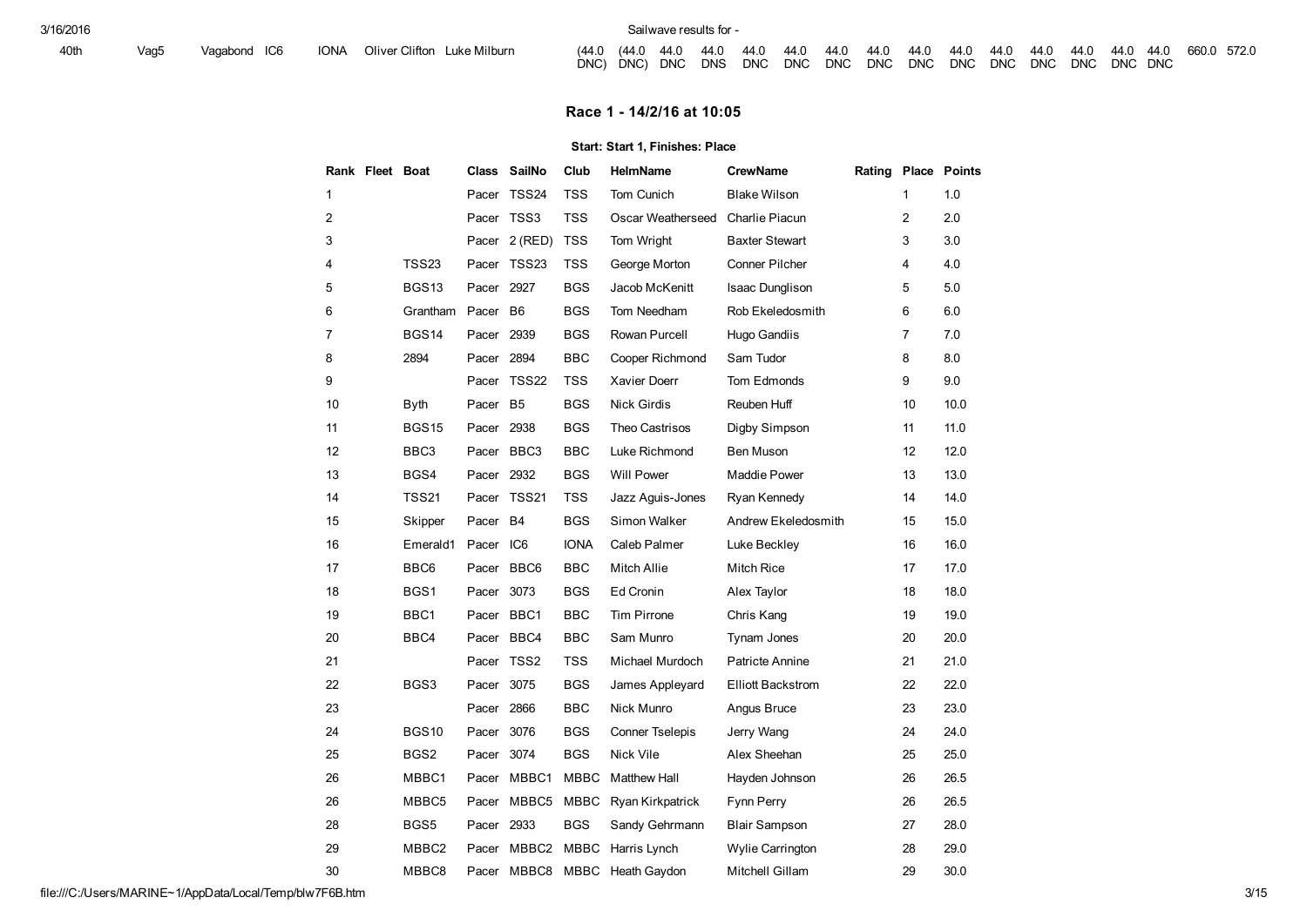| | | | | | | | | | | | | | | | | | | | | | | |
|---|---|---|---|---|---|---|---|---|---|---|---|---|---|---|---|---|---|---|---|---|---|---|
| 40th | Vag5 | Vagabond | IC6 | IONA | Oliver Clifton | Luke Milburn | (44.0 DNC) | (44.0 DNC) | 44.0 DNC | 44.0 DNS | 44.0 DNC | 44.0 DNC | 44.0 DNC | 44.0 DNC | 44.0 DNC | 44.0 DNC | 44.0 DNC | 44.0 DNC | 44.0 DNC | 44.0 DNC | 44.0 DNC | 660.0 | 572.0 |

## Race 1 - 14/2/16 at 10:05

**Start: Start 1, Finishes: Place**

| Rank | Fleet | Boat | Class | SailNo | Club | HelmName | CrewName | Rating | Place | Points |
|---|---|---|---|---|---|---|---|---|---|---|
| 1 | | | Pacer | TSS24 | TSS | Tom Cunich | Blake Wilson | | 1 | 1.0 |
| 2 | | | Pacer | TSS3 | TSS | Oscar Weatherseed | Charlie Piacun | | 2 | 2.0 |
| 3 | | | Pacer | 2 (RED) | TSS | Tom Wright | Baxter Stewart | | 3 | 3.0 |
| 4 | | TSS23 | Pacer | TSS23 | TSS | George Morton | Conner Pilcher | | 4 | 4.0 |
| 5 | | BGS13 | Pacer | 2927 | BGS | Jacob McKenitt | Isaac Dunglison | | 5 | 5.0 |
| 6 | | Grantham | Pacer | B6 | BGS | Tom Needham | Rob Ekeledosmith | | 6 | 6.0 |
| 7 | | BGS14 | Pacer | 2939 | BGS | Rowan Purcell | Hugo Gandiis | | 7 | 7.0 |
| 8 | | 2894 | Pacer | 2894 | BBC | Cooper Richmond | Sam Tudor | | 8 | 8.0 |
| 9 | | | Pacer | TSS22 | TSS | Xavier Doerr | Tom Edmonds | | 9 | 9.0 |
| 10 | | Byth | Pacer | B5 | BGS | Nick Girdis | Reuben Huff | | 10 | 10.0 |
| 11 | | BGS15 | Pacer | 2938 | BGS | Theo Castrisos | Digby Simpson | | 11 | 11.0 |
| 12 | | BBC3 | Pacer | BBC3 | BBC | Luke Richmond | Ben Muson | | 12 | 12.0 |
| 13 | | BGS4 | Pacer | 2932 | BGS | Will Power | Maddie Power | | 13 | 13.0 |
| 14 | | TSS21 | Pacer | TSS21 | TSS | Jazz Aguis-Jones | Ryan Kennedy | | 14 | 14.0 |
| 15 | | Skipper | Pacer | B4 | BGS | Simon Walker | Andrew Ekeledosmith | | 15 | 15.0 |
| 16 | | Emerald1 | Pacer | IC6 | IONA | Caleb Palmer | Luke Beckley | | 16 | 16.0 |
| 17 | | BBC6 | Pacer | BBC6 | BBC | Mitch Allie | Mitch Rice | | 17 | 17.0 |
| 18 | | BGS1 | Pacer | 3073 | BGS | Ed Cronin | Alex Taylor | | 18 | 18.0 |
| 19 | | BBC1 | Pacer | BBC1 | BBC | Tim Pirrone | Chris Kang | | 19 | 19.0 |
| 20 | | BBC4 | Pacer | BBC4 | BBC | Sam Munro | Tynam Jones | | 20 | 20.0 |
| 21 | | | Pacer | TSS2 | TSS | Michael Murdoch | Patricte Annine | | 21 | 21.0 |
| 22 | | BGS3 | Pacer | 3075 | BGS | James Appleyard | Elliott Backstrom | | 22 | 22.0 |
| 23 | | | Pacer | 2866 | BBC | Nick Munro | Angus Bruce | | 23 | 23.0 |
| 24 | | BGS10 | Pacer | 3076 | BGS | Conner Tselepis | Jerry Wang | | 24 | 24.0 |
| 25 | | BGS2 | Pacer | 3074 | BGS | Nick Vile | Alex Sheehan | | 25 | 25.0 |
| 26 | | MBBC1 | Pacer | MBBC1 | MBBC | Matthew Hall | Hayden Johnson | | 26 | 26.5 |
| 26 | | MBBC5 | Pacer | MBBC5 | MBBC | Ryan Kirkpatrick | Fynn Perry | | 26 | 26.5 |
| 28 | | BGS5 | Pacer | 2933 | BGS | Sandy Gehrmann | Blair Sampson | | 27 | 28.0 |
| 29 | | MBBC2 | Pacer | MBBC2 | MBBC | Harris Lynch | Wylie Carrington | | 28 | 29.0 |
| 30 | | MBBC8 | Pacer | MBBC8 | MBBC | Heath Gaydon | Mitchell Gillam | | 29 | 30.0 |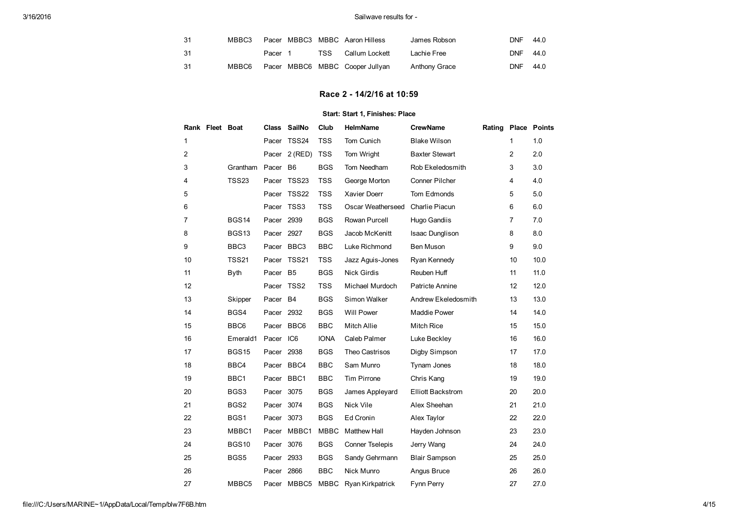| | | | | | | | | | | |
|---|---|---|---|---|---|---|---|---|---|---|
| 31 | | MBBC3 | Pacer | MBBC3 | MBBC | Aaron Hilless | James Robson | | DNF | 44.0 |
| 31 | | | Pacer | 1 | TSS | Callum Lockett | Lachie Free | | DNF | 44.0 |
| 31 | | MBBC6 | Pacer | MBBC6 | MBBC | Cooper Jullyan | Anthony Grace | | DNF | 44.0 |

### Race 2 - 14/2/16 at 10:59

**Start: Start 1, Finishes: Place**

| Rank | Fleet | Boat | Class | SailNo | Club | HelmName | CrewName | Rating | Place | Points |
|---|---|---|---|---|---|---|---|---|---|---|
| 1 | | | Pacer | TSS24 | TSS | Tom Cunich | Blake Wilson | | 1 | 1.0 |
| 2 | | | Pacer | 2 (RED) | TSS | Tom Wright | Baxter Stewart | | 2 | 2.0 |
| 3 | | Grantham | Pacer | B6 | BGS | Tom Needham | Rob Ekeledosmith | | 3 | 3.0 |
| 4 | | TSS23 | Pacer | TSS23 | TSS | George Morton | Conner Pilcher | | 4 | 4.0 |
| 5 | | | Pacer | TSS22 | TSS | Xavier Doerr | Tom Edmonds | | 5 | 5.0 |
| 6 | | | Pacer | TSS3 | TSS | Oscar Weatherseed | Charlie Piacun | | 6 | 6.0 |
| 7 | | BGS14 | Pacer | 2939 | BGS | Rowan Purcell | Hugo Gandiis | | 7 | 7.0 |
| 8 | | BGS13 | Pacer | 2927 | BGS | Jacob McKenitt | Isaac Dunglison | | 8 | 8.0 |
| 9 | | BBC3 | Pacer | BBC3 | BBC | Luke Richmond | Ben Muson | | 9 | 9.0 |
| 10 | | TSS21 | Pacer | TSS21 | TSS | Jazz Aguis-Jones | Ryan Kennedy | | 10 | 10.0 |
| 11 | | Byth | Pacer | B5 | BGS | Nick Girdis | Reuben Huff | | 11 | 11.0 |
| 12 | | | Pacer | TSS2 | TSS | Michael Murdoch | Patricte Annine | | 12 | 12.0 |
| 13 | | Skipper | Pacer | B4 | BGS | Simon Walker | Andrew Ekeledosmith | | 13 | 13.0 |
| 14 | | BGS4 | Pacer | 2932 | BGS | Will Power | Maddie Power | | 14 | 14.0 |
| 15 | | BBC6 | Pacer | BBC6 | BBC | Mitch Allie | Mitch Rice | | 15 | 15.0 |
| 16 | | Emerald1 | Pacer | IC6 | IONA | Caleb Palmer | Luke Beckley | | 16 | 16.0 |
| 17 | | BGS15 | Pacer | 2938 | BGS | Theo Castrisos | Digby Simpson | | 17 | 17.0 |
| 18 | | BBC4 | Pacer | BBC4 | BBC | Sam Munro | Tynam Jones | | 18 | 18.0 |
| 19 | | BBC1 | Pacer | BBC1 | BBC | Tim Pirrone | Chris Kang | | 19 | 19.0 |
| 20 | | BGS3 | Pacer | 3075 | BGS | James Appleyard | Elliott Backstrom | | 20 | 20.0 |
| 21 | | BGS2 | Pacer | 3074 | BGS | Nick Vile | Alex Sheehan | | 21 | 21.0 |
| 22 | | BGS1 | Pacer | 3073 | BGS | Ed Cronin | Alex Taylor | | 22 | 22.0 |
| 23 | | MBBC1 | Pacer | MBBC1 | MBBC | Matthew Hall | Hayden Johnson | | 23 | 23.0 |
| 24 | | BGS10 | Pacer | 3076 | BGS | Conner Tselepis | Jerry Wang | | 24 | 24.0 |
| 25 | | BGS5 | Pacer | 2933 | BGS | Sandy Gehrmann | Blair Sampson | | 25 | 25.0 |
| 26 | | | Pacer | 2866 | BBC | Nick Munro | Angus Bruce | | 26 | 26.0 |
| 27 | | MBBC5 | Pacer | MBBC5 | MBBC | Ryan Kirkpatrick | Fynn Perry | | 27 | 27.0 |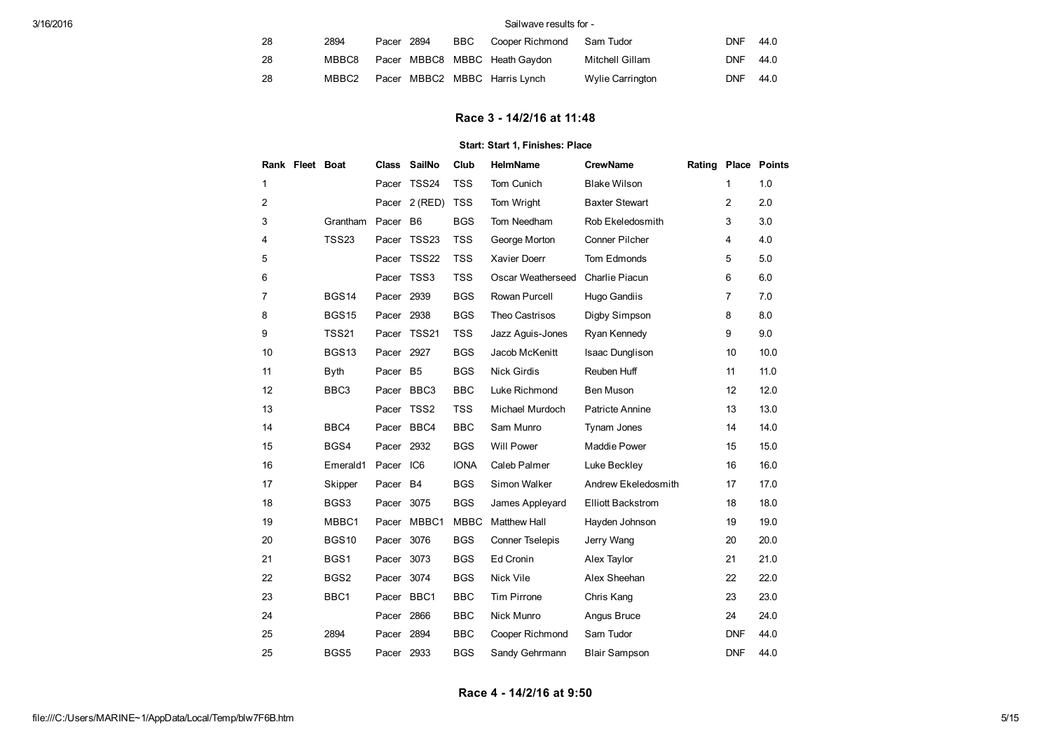| | | | | | | | | | | |
|---|---|---|---|---|---|---|---|---|---|---|
| 28 | | 2894 | Pacer | 2894 | BBC | Cooper Richmond | Sam Tudor | | DNF | 44.0 |
| 28 | | MBBC8 | Pacer | MBBC8 | MBBC | Heath Gaydon | Mitchell Gillam | | DNF | 44.0 |
| 28 | | MBBC2 | Pacer | MBBC2 | MBBC | Harris Lynch | Wylie Carrington | | DNF | 44.0 |

### Race 3 - 14/2/16 at 11:48

**Start: Start 1, Finishes: Place**

| Rank | Fleet | Boat | Class | SailNo | Club | HelmName | CrewName | Rating | Place | Points |
|---|---|---|---|---|---|---|---|---|---|---|
| 1 | | | Pacer | TSS24 | TSS | Tom Cunich | Blake Wilson | | 1 | 1.0 |
| 2 | | | Pacer | 2 (RED) | TSS | Tom Wright | Baxter Stewart | | 2 | 2.0 |
| 3 | | Grantham | Pacer | B6 | BGS | Tom Needham | Rob Ekeledosmith | | 3 | 3.0 |
| 4 | | TSS23 | Pacer | TSS23 | TSS | George Morton | Conner Pilcher | | 4 | 4.0 |
| 5 | | | Pacer | TSS22 | TSS | Xavier Doerr | Tom Edmonds | | 5 | 5.0 |
| 6 | | | Pacer | TSS3 | TSS | Oscar Weatherseed | Charlie Piacun | | 6 | 6.0 |
| 7 | | BGS14 | Pacer | 2939 | BGS | Rowan Purcell | Hugo Gandiis | | 7 | 7.0 |
| 8 | | BGS15 | Pacer | 2938 | BGS | Theo Castrisos | Digby Simpson | | 8 | 8.0 |
| 9 | | TSS21 | Pacer | TSS21 | TSS | Jazz Aguis-Jones | Ryan Kennedy | | 9 | 9.0 |
| 10 | | BGS13 | Pacer | 2927 | BGS | Jacob McKenitt | Isaac Dunglison | | 10 | 10.0 |
| 11 | | Byth | Pacer | B5 | BGS | Nick Girdis | Reuben Huff | | 11 | 11.0 |
| 12 | | BBC3 | Pacer | BBC3 | BBC | Luke Richmond | Ben Muson | | 12 | 12.0 |
| 13 | | | Pacer | TSS2 | TSS | Michael Murdoch | Patricte Annine | | 13 | 13.0 |
| 14 | | BBC4 | Pacer | BBC4 | BBC | Sam Munro | Tynam Jones | | 14 | 14.0 |
| 15 | | BGS4 | Pacer | 2932 | BGS | Will Power | Maddie Power | | 15 | 15.0 |
| 16 | | Emerald1 | Pacer | IC6 | IONA | Caleb Palmer | Luke Beckley | | 16 | 16.0 |
| 17 | | Skipper | Pacer | B4 | BGS | Simon Walker | Andrew Ekeledosmith | | 17 | 17.0 |
| 18 | | BGS3 | Pacer | 3075 | BGS | James Appleyard | Elliott Backstrom | | 18 | 18.0 |
| 19 | | MBBC1 | Pacer | MBBC1 | MBBC | Matthew Hall | Hayden Johnson | | 19 | 19.0 |
| 20 | | BGS10 | Pacer | 3076 | BGS | Conner Tselepis | Jerry Wang | | 20 | 20.0 |
| 21 | | BGS1 | Pacer | 3073 | BGS | Ed Cronin | Alex Taylor | | 21 | 21.0 |
| 22 | | BGS2 | Pacer | 3074 | BGS | Nick Vile | Alex Sheehan | | 22 | 22.0 |
| 23 | | BBC1 | Pacer | BBC1 | BBC | Tim Pirrone | Chris Kang | | 23 | 23.0 |
| 24 | | | Pacer | 2866 | BBC | Nick Munro | Angus Bruce | | 24 | 24.0 |
| 25 | | 2894 | Pacer | 2894 | BBC | Cooper Richmond | Sam Tudor | | DNF | 44.0 |
| 25 | | BGS5 | Pacer | 2933 | BGS | Sandy Gehrmann | Blair Sampson | | DNF | 44.0 |

### Race 4 - 14/2/16 at 9:50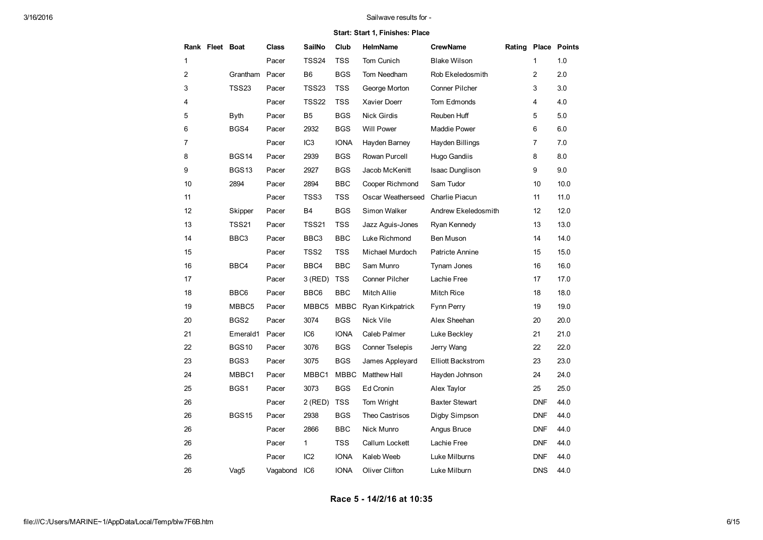**Start: Start 1, Finishes: Place**

| Rank | Fleet | Boat | Class | SailNo | Club | HelmName | CrewName | Rating | Place | Points |
|---|---|---|---|---|---|---|---|---|---|---|
| 1 | | | Pacer | TSS24 | TSS | Tom Cunich | Blake Wilson | | 1 | 1.0 |
| 2 | | Grantham | Pacer | B6 | BGS | Tom Needham | Rob Ekeledosmith | | 2 | 2.0 |
| 3 | | TSS23 | Pacer | TSS23 | TSS | George Morton | Conner Pilcher | | 3 | 3.0 |
| 4 | | | Pacer | TSS22 | TSS | Xavier Doerr | Tom Edmonds | | 4 | 4.0 |
| 5 | | Byth | Pacer | B5 | BGS | Nick Girdis | Reuben Huff | | 5 | 5.0 |
| 6 | | BGS4 | Pacer | 2932 | BGS | Will Power | Maddie Power | | 6 | 6.0 |
| 7 | | | Pacer | IC3 | IONA | Hayden Barney | Hayden Billings | | 7 | 7.0 |
| 8 | | BGS14 | Pacer | 2939 | BGS | Rowan Purcell | Hugo Gandiis | | 8 | 8.0 |
| 9 | | BGS13 | Pacer | 2927 | BGS | Jacob McKenitt | Isaac Dunglison | | 9 | 9.0 |
| 10 | | 2894 | Pacer | 2894 | BBC | Cooper Richmond | Sam Tudor | | 10 | 10.0 |
| 11 | | | Pacer | TSS3 | TSS | Oscar Weatherseed | Charlie Piacun | | 11 | 11.0 |
| 12 | | Skipper | Pacer | B4 | BGS | Simon Walker | Andrew Ekeledosmith | | 12 | 12.0 |
| 13 | | TSS21 | Pacer | TSS21 | TSS | Jazz Aguis-Jones | Ryan Kennedy | | 13 | 13.0 |
| 14 | | BBC3 | Pacer | BBC3 | BBC | Luke Richmond | Ben Muson | | 14 | 14.0 |
| 15 | | | Pacer | TSS2 | TSS | Michael Murdoch | Patricte Annine | | 15 | 15.0 |
| 16 | | BBC4 | Pacer | BBC4 | BBC | Sam Munro | Tynam Jones | | 16 | 16.0 |
| 17 | | | Pacer | 3 (RED) | TSS | Conner Pilcher | Lachie Free | | 17 | 17.0 |
| 18 | | BBC6 | Pacer | BBC6 | BBC | Mitch Allie | Mitch Rice | | 18 | 18.0 |
| 19 | | MBBC5 | Pacer | MBBC5 | MBBC | Ryan Kirkpatrick | Fynn Perry | | 19 | 19.0 |
| 20 | | BGS2 | Pacer | 3074 | BGS | Nick Vile | Alex Sheehan | | 20 | 20.0 |
| 21 | | Emerald1 | Pacer | IC6 | IONA | Caleb Palmer | Luke Beckley | | 21 | 21.0 |
| 22 | | BGS10 | Pacer | 3076 | BGS | Conner Tselepis | Jerry Wang | | 22 | 22.0 |
| 23 | | BGS3 | Pacer | 3075 | BGS | James Appleyard | Elliott Backstrom | | 23 | 23.0 |
| 24 | | MBBC1 | Pacer | MBBC1 | MBBC | Matthew Hall | Hayden Johnson | | 24 | 24.0 |
| 25 | | BGS1 | Pacer | 3073 | BGS | Ed Cronin | Alex Taylor | | 25 | 25.0 |
| 26 | | | Pacer | 2 (RED) | TSS | Tom Wright | Baxter Stewart | | DNF | 44.0 |
| 26 | | BGS15 | Pacer | 2938 | BGS | Theo Castrisos | Digby Simpson | | DNF | 44.0 |
| 26 | | | Pacer | 2866 | BBC | Nick Munro | Angus Bruce | | DNF | 44.0 |
| 26 | | | Pacer | 1 | TSS | Callum Lockett | Lachie Free | | DNF | 44.0 |
| 26 | | | Pacer | IC2 | IONA | Kaleb Weeb | Luke Milburns | | DNF | 44.0 |
| 26 | | Vag5 | Vagabond | IC6 | IONA | Oliver Clifton | Luke Milburn | | DNS | 44.0 |

## Race 5 - 14/2/16 at 10:35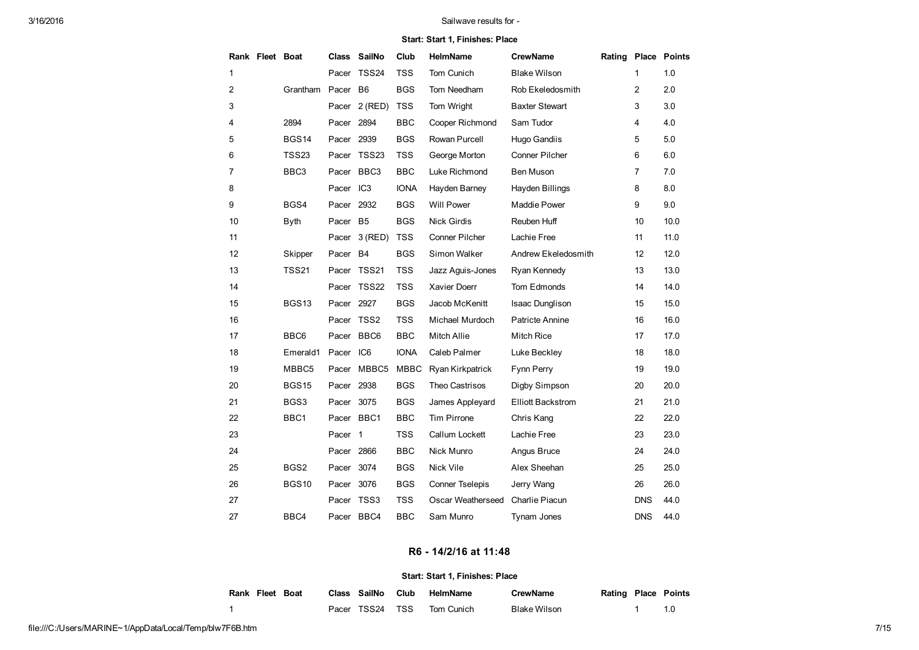**Start: Start 1, Finishes: Place**

| Rank | Fleet | Boat | Class | SailNo | Club | HelmName | CrewName | Rating | Place | Points |
|---|---|---|---|---|---|---|---|---|---|---|
| 1 | | | Pacer | TSS24 | TSS | Tom Cunich | Blake Wilson | | 1 | 1.0 |
| 2 | | Grantham | Pacer | B6 | BGS | Tom Needham | Rob Ekeledosmith | | 2 | 2.0 |
| 3 | | | Pacer | 2 (RED) | TSS | Tom Wright | Baxter Stewart | | 3 | 3.0 |
| 4 | | 2894 | Pacer | 2894 | BBC | Cooper Richmond | Sam Tudor | | 4 | 4.0 |
| 5 | | BGS14 | Pacer | 2939 | BGS | Rowan Purcell | Hugo Gandiis | | 5 | 5.0 |
| 6 | | TSS23 | Pacer | TSS23 | TSS | George Morton | Conner Pilcher | | 6 | 6.0 |
| 7 | | BBC3 | Pacer | BBC3 | BBC | Luke Richmond | Ben Muson | | 7 | 7.0 |
| 8 | | | Pacer | IC3 | IONA | Hayden Barney | Hayden Billings | | 8 | 8.0 |
| 9 | | BGS4 | Pacer | 2932 | BGS | Will Power | Maddie Power | | 9 | 9.0 |
| 10 | | Byth | Pacer | B5 | BGS | Nick Girdis | Reuben Huff | | 10 | 10.0 |
| 11 | | | Pacer | 3 (RED) | TSS | Conner Pilcher | Lachie Free | | 11 | 11.0 |
| 12 | | Skipper | Pacer | B4 | BGS | Simon Walker | Andrew Ekeledosmith | | 12 | 12.0 |
| 13 | | TSS21 | Pacer | TSS21 | TSS | Jazz Aguis-Jones | Ryan Kennedy | | 13 | 13.0 |
| 14 | | | Pacer | TSS22 | TSS | Xavier Doerr | Tom Edmonds | | 14 | 14.0 |
| 15 | | BGS13 | Pacer | 2927 | BGS | Jacob McKenitt | Isaac Dunglison | | 15 | 15.0 |
| 16 | | | Pacer | TSS2 | TSS | Michael Murdoch | Patricte Annine | | 16 | 16.0 |
| 17 | | BBC6 | Pacer | BBC6 | BBC | Mitch Allie | Mitch Rice | | 17 | 17.0 |
| 18 | | Emerald1 | Pacer | IC6 | IONA | Caleb Palmer | Luke Beckley | | 18 | 18.0 |
| 19 | | MBBC5 | Pacer | MBBC5 | MBBC | Ryan Kirkpatrick | Fynn Perry | | 19 | 19.0 |
| 20 | | BGS15 | Pacer | 2938 | BGS | Theo Castrisos | Digby Simpson | | 20 | 20.0 |
| 21 | | BGS3 | Pacer | 3075 | BGS | James Appleyard | Elliott Backstrom | | 21 | 21.0 |
| 22 | | BBC1 | Pacer | BBC1 | BBC | Tim Pirrone | Chris Kang | | 22 | 22.0 |
| 23 | | | Pacer | 1 | TSS | Callum Lockett | Lachie Free | | 23 | 23.0 |
| 24 | | | Pacer | 2866 | BBC | Nick Munro | Angus Bruce | | 24 | 24.0 |
| 25 | | BGS2 | Pacer | 3074 | BGS | Nick Vile | Alex Sheehan | | 25 | 25.0 |
| 26 | | BGS10 | Pacer | 3076 | BGS | Conner Tselepis | Jerry Wang | | 26 | 26.0 |
| 27 | | | Pacer | TSS3 | TSS | Oscar Weatherseed | Charlie Piacun | | DNS | 44.0 |
| 27 | | BBC4 | Pacer | BBC4 | BBC | Sam Munro | Tynam Jones | | DNS | 44.0 |

## R6 - 14/2/16 at 11:48

**Start: Start 1, Finishes: Place**

| Rank | Fleet | Boat | Class | SailNo | Club | HelmName | CrewName | Rating | Place | Points |
|---|---|---|---|---|---|---|---|---|---|---|
| 1 | | | Pacer | TSS24 | TSS | Tom Cunich | Blake Wilson | | 1 | 1.0 |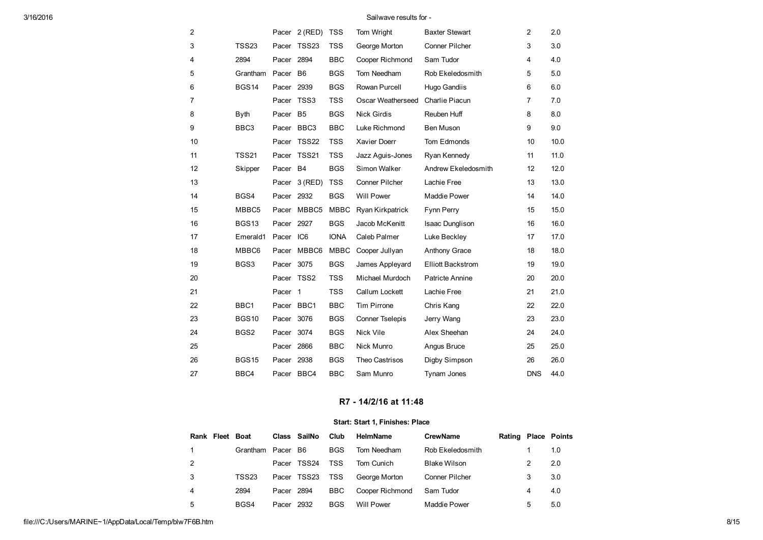| Rank | Fleet | Boat | Class | SailNo | Club | HelmName | CrewName | Rating | Place | Points |
|---|---|---|---|---|---|---|---|---|---|---|
| 2 | | | Pacer | 2 (RED) | TSS | Tom Wright | Baxter Stewart | | 2 | 2.0 |
| 3 | | TSS23 | Pacer | TSS23 | TSS | George Morton | Conner Pilcher | | 3 | 3.0 |
| 4 | | 2894 | Pacer | 2894 | BBC | Cooper Richmond | Sam Tudor | | 4 | 4.0 |
| 5 | | Grantham | Pacer | B6 | BGS | Tom Needham | Rob Ekeledosmith | | 5 | 5.0 |
| 6 | | BGS14 | Pacer | 2939 | BGS | Rowan Purcell | Hugo Gandiis | | 6 | 6.0 |
| 7 | | | Pacer | TSS3 | TSS | Oscar Weatherseed | Charlie Piacun | | 7 | 7.0 |
| 8 | | Byth | Pacer | B5 | BGS | Nick Girdis | Reuben Huff | | 8 | 8.0 |
| 9 | | BBC3 | Pacer | BBC3 | BBC | Luke Richmond | Ben Muson | | 9 | 9.0 |
| 10 | | | Pacer | TSS22 | TSS | Xavier Doerr | Tom Edmonds | | 10 | 10.0 |
| 11 | | TSS21 | Pacer | TSS21 | TSS | Jazz Aguis-Jones | Ryan Kennedy | | 11 | 11.0 |
| 12 | | Skipper | Pacer | B4 | BGS | Simon Walker | Andrew Ekeledosmith | | 12 | 12.0 |
| 13 | | | Pacer | 3 (RED) | TSS | Conner Pilcher | Lachie Free | | 13 | 13.0 |
| 14 | | BGS4 | Pacer | 2932 | BGS | Will Power | Maddie Power | | 14 | 14.0 |
| 15 | | MBBC5 | Pacer | MBBC5 | MBBC | Ryan Kirkpatrick | Fynn Perry | | 15 | 15.0 |
| 16 | | BGS13 | Pacer | 2927 | BGS | Jacob McKenitt | Isaac Dunglison | | 16 | 16.0 |
| 17 | | Emerald1 | Pacer | IC6 | IONA | Caleb Palmer | Luke Beckley | | 17 | 17.0 |
| 18 | | MBBC6 | Pacer | MBBC6 | MBBC | Cooper Jullyan | Anthony Grace | | 18 | 18.0 |
| 19 | | BGS3 | Pacer | 3075 | BGS | James Appleyard | Elliott Backstrom | | 19 | 19.0 |
| 20 | | | Pacer | TSS2 | TSS | Michael Murdoch | Patricte Annine | | 20 | 20.0 |
| 21 | | | Pacer | 1 | TSS | Callum Lockett | Lachie Free | | 21 | 21.0 |
| 22 | | BBC1 | Pacer | BBC1 | BBC | Tim Pirrone | Chris Kang | | 22 | 22.0 |
| 23 | | BGS10 | Pacer | 3076 | BGS | Conner Tselepis | Jerry Wang | | 23 | 23.0 |
| 24 | | BGS2 | Pacer | 3074 | BGS | Nick Vile | Alex Sheehan | | 24 | 24.0 |
| 25 | | | Pacer | 2866 | BBC | Nick Munro | Angus Bruce | | 25 | 25.0 |
| 26 | | BGS15 | Pacer | 2938 | BGS | Theo Castrisos | Digby Simpson | | 26 | 26.0 |
| 27 | | BBC4 | Pacer | BBC4 | BBC | Sam Munro | Tynam Jones | | DNS | 44.0 |

## R7 - 14/2/16 at 11:48

**Start: Start 1, Finishes: Place**

| Rank | Fleet | Boat | Class | SailNo | Club | HelmName | CrewName | Rating | Place | Points |
|---|---|---|---|---|---|---|---|---|---|---|
| 1 | | Grantham | Pacer | B6 | BGS | Tom Needham | Rob Ekeledosmith | | 1 | 1.0 |
| 2 | | | Pacer | TSS24 | TSS | Tom Cunich | Blake Wilson | | 2 | 2.0 |
| 3 | | TSS23 | Pacer | TSS23 | TSS | George Morton | Conner Pilcher | | 3 | 3.0 |
| 4 | | 2894 | Pacer | 2894 | BBC | Cooper Richmond | Sam Tudor | | 4 | 4.0 |
| 5 | | BGS4 | Pacer | 2932 | BGS | Will Power | Maddie Power | | 5 | 5.0 |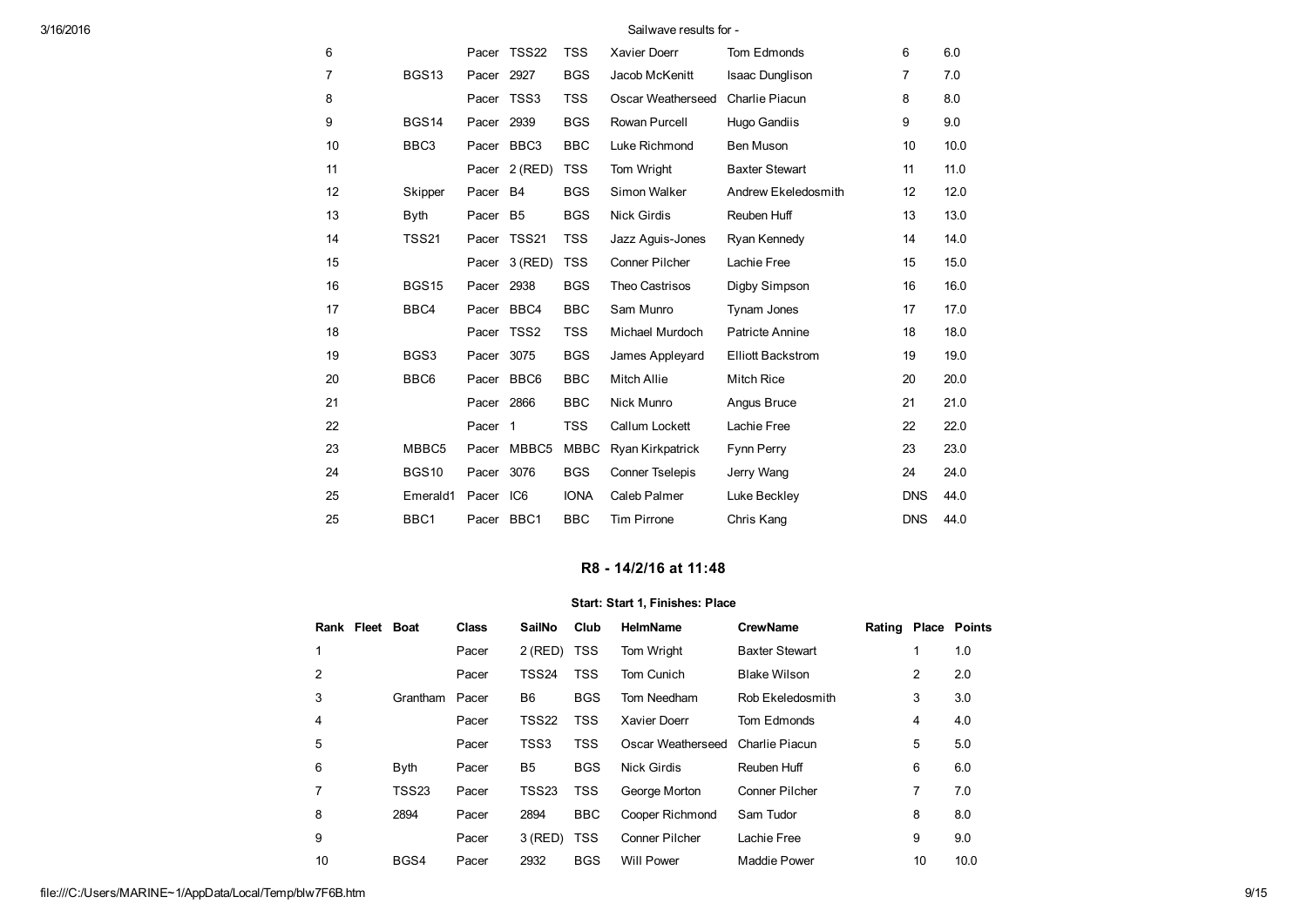| | | | | | | | | | | |
|---|---|---|---|---|---|---|---|---|---|---|
| 6 | | | Pacer | TSS22 | TSS | Xavier Doerr | Tom Edmonds | | 6 | 6.0 |
| 7 | | BGS13 | Pacer | 2927 | BGS | Jacob McKenitt | Isaac Dunglison | | 7 | 7.0 |
| 8 | | | Pacer | TSS3 | TSS | Oscar Weatherseed | Charlie Piacun | | 8 | 8.0 |
| 9 | | BGS14 | Pacer | 2939 | BGS | Rowan Purcell | Hugo Gandiis | | 9 | 9.0 |
| 10 | | BBC3 | Pacer | BBC3 | BBC | Luke Richmond | Ben Muson | | 10 | 10.0 |
| 11 | | | Pacer | 2 (RED) | TSS | Tom Wright | Baxter Stewart | | 11 | 11.0 |
| 12 | | Skipper | Pacer | B4 | BGS | Simon Walker | Andrew Ekeledosmith | | 12 | 12.0 |
| 13 | | Byth | Pacer | B5 | BGS | Nick Girdis | Reuben Huff | | 13 | 13.0 |
| 14 | | TSS21 | Pacer | TSS21 | TSS | Jazz Aguis-Jones | Ryan Kennedy | | 14 | 14.0 |
| 15 | | | Pacer | 3 (RED) | TSS | Conner Pilcher | Lachie Free | | 15 | 15.0 |
| 16 | | BGS15 | Pacer | 2938 | BGS | Theo Castrisos | Digby Simpson | | 16 | 16.0 |
| 17 | | BBC4 | Pacer | BBC4 | BBC | Sam Munro | Tynam Jones | | 17 | 17.0 |
| 18 | | | Pacer | TSS2 | TSS | Michael Murdoch | Patricte Annine | | 18 | 18.0 |
| 19 | | BGS3 | Pacer | 3075 | BGS | James Appleyard | Elliott Backstrom | | 19 | 19.0 |
| 20 | | BBC6 | Pacer | BBC6 | BBC | Mitch Allie | Mitch Rice | | 20 | 20.0 |
| 21 | | | Pacer | 2866 | BBC | Nick Munro | Angus Bruce | | 21 | 21.0 |
| 22 | | | Pacer | 1 | TSS | Callum Lockett | Lachie Free | | 22 | 22.0 |
| 23 | | MBBC5 | Pacer | MBBC5 | MBBC | Ryan Kirkpatrick | Fynn Perry | | 23 | 23.0 |
| 24 | | BGS10 | Pacer | 3076 | BGS | Conner Tselepis | Jerry Wang | | 24 | 24.0 |
| 25 | | Emerald1 | Pacer | IC6 | IONA | Caleb Palmer | Luke Beckley | | DNS | 44.0 |
| 25 | | BBC1 | Pacer | BBC1 | BBC | Tim Pirrone | Chris Kang | | DNS | 44.0 |

### R8 - 14/2/16 at 11:48

**Start: Start 1, Finishes: Place**

| Rank | Fleet | Boat | Class | SailNo | Club | HelmName | CrewName | Rating | Place | Points |
|---|---|---|---|---|---|---|---|---|---|---|
| 1 | | | Pacer | 2 (RED) | TSS | Tom Wright | Baxter Stewart | | 1 | 1.0 |
| 2 | | | Pacer | TSS24 | TSS | Tom Cunich | Blake Wilson | | 2 | 2.0 |
| 3 | | Grantham | Pacer | B6 | BGS | Tom Needham | Rob Ekeledosmith | | 3 | 3.0 |
| 4 | | | Pacer | TSS22 | TSS | Xavier Doerr | Tom Edmonds | | 4 | 4.0 |
| 5 | | | Pacer | TSS3 | TSS | Oscar Weatherseed | Charlie Piacun | | 5 | 5.0 |
| 6 | | Byth | Pacer | B5 | BGS | Nick Girdis | Reuben Huff | | 6 | 6.0 |
| 7 | | TSS23 | Pacer | TSS23 | TSS | George Morton | Conner Pilcher | | 7 | 7.0 |
| 8 | | 2894 | Pacer | 2894 | BBC | Cooper Richmond | Sam Tudor | | 8 | 8.0 |
| 9 | | | Pacer | 3 (RED) | TSS | Conner Pilcher | Lachie Free | | 9 | 9.0 |
| 10 | | BGS4 | Pacer | 2932 | BGS | Will Power | Maddie Power | | 10 | 10.0 |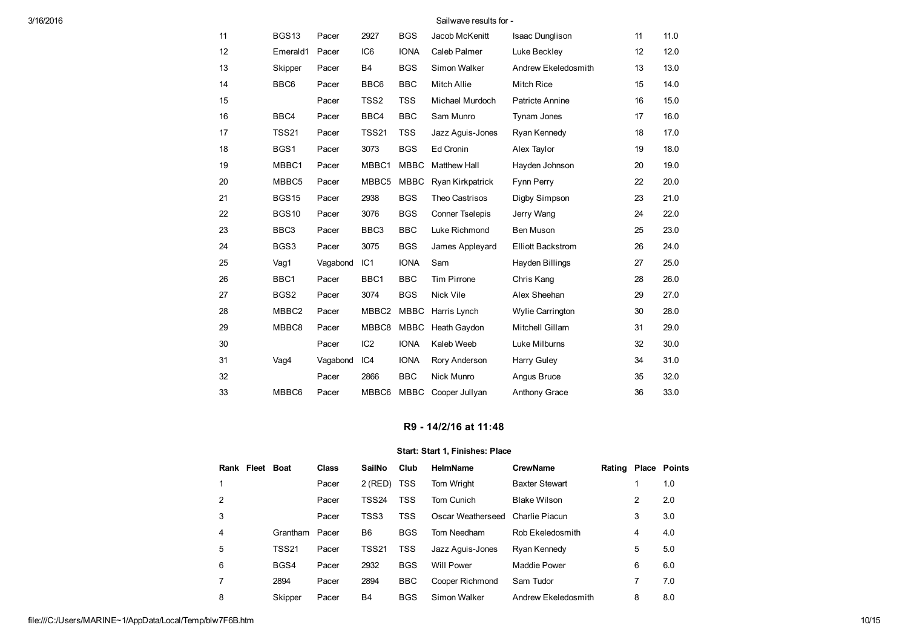| | | | | | | | | | | |
|---|---|---|---|---|---|---|---|---|---|---|
| 11 | | BGS13 | Pacer | 2927 | BGS | Jacob McKenitt | Isaac Dunglison | | 11 | 11.0 |
| 12 | | Emerald1 | Pacer | IC6 | IONA | Caleb Palmer | Luke Beckley | | 12 | 12.0 |
| 13 | | Skipper | Pacer | B4 | BGS | Simon Walker | Andrew Ekeledosmith | | 13 | 13.0 |
| 14 | | BBC6 | Pacer | BBC6 | BBC | Mitch Allie | Mitch Rice | | 15 | 14.0 |
| 15 | | | Pacer | TSS2 | TSS | Michael Murdoch | Patricte Annine | | 16 | 15.0 |
| 16 | | BBC4 | Pacer | BBC4 | BBC | Sam Munro | Tynam Jones | | 17 | 16.0 |
| 17 | | TSS21 | Pacer | TSS21 | TSS | Jazz Aguis-Jones | Ryan Kennedy | | 18 | 17.0 |
| 18 | | BGS1 | Pacer | 3073 | BGS | Ed Cronin | Alex Taylor | | 19 | 18.0 |
| 19 | | MBBC1 | Pacer | MBBC1 | MBBC | Matthew Hall | Hayden Johnson | | 20 | 19.0 |
| 20 | | MBBC5 | Pacer | MBBC5 | MBBC | Ryan Kirkpatrick | Fynn Perry | | 22 | 20.0 |
| 21 | | BGS15 | Pacer | 2938 | BGS | Theo Castrisos | Digby Simpson | | 23 | 21.0 |
| 22 | | BGS10 | Pacer | 3076 | BGS | Conner Tselepis | Jerry Wang | | 24 | 22.0 |
| 23 | | BBC3 | Pacer | BBC3 | BBC | Luke Richmond | Ben Muson | | 25 | 23.0 |
| 24 | | BGS3 | Pacer | 3075 | BGS | James Appleyard | Elliott Backstrom | | 26 | 24.0 |
| 25 | | Vag1 | Vagabond | IC1 | IONA | Sam | Hayden Billings | | 27 | 25.0 |
| 26 | | BBC1 | Pacer | BBC1 | BBC | Tim Pirrone | Chris Kang | | 28 | 26.0 |
| 27 | | BGS2 | Pacer | 3074 | BGS | Nick Vile | Alex Sheehan | | 29 | 27.0 |
| 28 | | MBBC2 | Pacer | MBBC2 | MBBC | Harris Lynch | Wylie Carrington | | 30 | 28.0 |
| 29 | | MBBC8 | Pacer | MBBC8 | MBBC | Heath Gaydon | Mitchell Gillam | | 31 | 29.0 |
| 30 | | | Pacer | IC2 | IONA | Kaleb Weeb | Luke Milburns | | 32 | 30.0 |
| 31 | | Vag4 | Vagabond | IC4 | IONA | Rory Anderson | Harry Guley | | 34 | 31.0 |
| 32 | | | Pacer | 2866 | BBC | Nick Munro | Angus Bruce | | 35 | 32.0 |
| 33 | | MBBC6 | Pacer | MBBC6 | MBBC | Cooper Jullyan | Anthony Grace | | 36 | 33.0 |

### R9 - 14/2/16 at 11:48

#### Start: Start 1, Finishes: Place

| Rank | Fleet | Boat | Class | SailNo | Club | HelmName | CrewName | Rating | Place | Points |
|---|---|---|---|---|---|---|---|---|---|---|
| 1 | | | Pacer | 2 (RED) | TSS | Tom Wright | Baxter Stewart | | 1 | 1.0 |
| 2 | | | Pacer | TSS24 | TSS | Tom Cunich | Blake Wilson | | 2 | 2.0 |
| 3 | | | Pacer | TSS3 | TSS | Oscar Weatherseed | Charlie Piacun | | 3 | 3.0 |
| 4 | | Grantham | Pacer | B6 | BGS | Tom Needham | Rob Ekeledosmith | | 4 | 4.0 |
| 5 | | TSS21 | Pacer | TSS21 | TSS | Jazz Aguis-Jones | Ryan Kennedy | | 5 | 5.0 |
| 6 | | BGS4 | Pacer | 2932 | BGS | Will Power | Maddie Power | | 6 | 6.0 |
| 7 | | 2894 | Pacer | 2894 | BBC | Cooper Richmond | Sam Tudor | | 7 | 7.0 |
| 8 | | Skipper | Pacer | B4 | BGS | Simon Walker | Andrew Ekeledosmith | | 8 | 8.0 |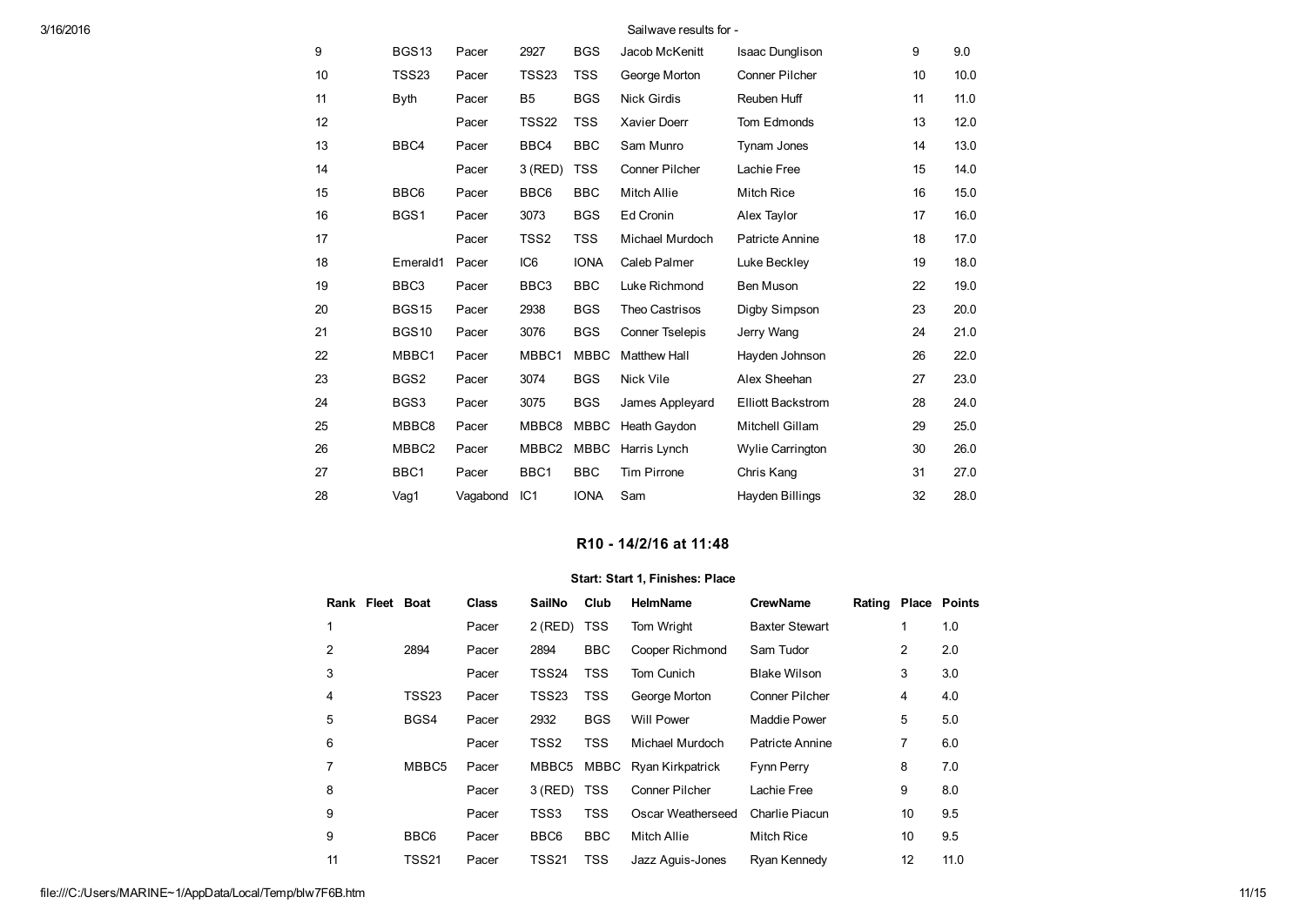| | | | | | | | | | | |
|---|---|---|---|---|---|---|---|---|---|---|
| 9 | | BGS13 | Pacer | 2927 | BGS | Jacob McKenitt | Isaac Dunglison | | 9 | 9.0 |
| 10 | | TSS23 | Pacer | TSS23 | TSS | George Morton | Conner Pilcher | | 10 | 10.0 |
| 11 | | Byth | Pacer | B5 | BGS | Nick Girdis | Reuben Huff | | 11 | 11.0 |
| 12 | | | Pacer | TSS22 | TSS | Xavier Doerr | Tom Edmonds | | 13 | 12.0 |
| 13 | | BBC4 | Pacer | BBC4 | BBC | Sam Munro | Tynam Jones | | 14 | 13.0 |
| 14 | | | Pacer | 3 (RED) | TSS | Conner Pilcher | Lachie Free | | 15 | 14.0 |
| 15 | | BBC6 | Pacer | BBC6 | BBC | Mitch Allie | Mitch Rice | | 16 | 15.0 |
| 16 | | BGS1 | Pacer | 3073 | BGS | Ed Cronin | Alex Taylor | | 17 | 16.0 |
| 17 | | | Pacer | TSS2 | TSS | Michael Murdoch | Patricte Annine | | 18 | 17.0 |
| 18 | | Emerald1 | Pacer | IC6 | IONA | Caleb Palmer | Luke Beckley | | 19 | 18.0 |
| 19 | | BBC3 | Pacer | BBC3 | BBC | Luke Richmond | Ben Muson | | 22 | 19.0 |
| 20 | | BGS15 | Pacer | 2938 | BGS | Theo Castrisos | Digby Simpson | | 23 | 20.0 |
| 21 | | BGS10 | Pacer | 3076 | BGS | Conner Tselepis | Jerry Wang | | 24 | 21.0 |
| 22 | | MBBC1 | Pacer | MBBC1 | MBBC | Matthew Hall | Hayden Johnson | | 26 | 22.0 |
| 23 | | BGS2 | Pacer | 3074 | BGS | Nick Vile | Alex Sheehan | | 27 | 23.0 |
| 24 | | BGS3 | Pacer | 3075 | BGS | James Appleyard | Elliott Backstrom | | 28 | 24.0 |
| 25 | | MBBC8 | Pacer | MBBC8 | MBBC | Heath Gaydon | Mitchell Gillam | | 29 | 25.0 |
| 26 | | MBBC2 | Pacer | MBBC2 | MBBC | Harris Lynch | Wylie Carrington | | 30 | 26.0 |
| 27 | | BBC1 | Pacer | BBC1 | BBC | Tim Pirrone | Chris Kang | | 31 | 27.0 |
| 28 | | Vag1 | Vagabond | IC1 | IONA | Sam | Hayden Billings | | 32 | 28.0 |

## R10 - 14/2/16 at 11:48

**Start: Start 1, Finishes: Place**

| Rank | Fleet | Boat | Class | SailNo | Club | HelmName | CrewName | Rating | Place | Points |
|---|---|---|---|---|---|---|---|---|---|---|
| 1 | | | Pacer | 2 (RED) | TSS | Tom Wright | Baxter Stewart | | 1 | 1.0 |
| 2 | | 2894 | Pacer | 2894 | BBC | Cooper Richmond | Sam Tudor | | 2 | 2.0 |
| 3 | | | Pacer | TSS24 | TSS | Tom Cunich | Blake Wilson | | 3 | 3.0 |
| 4 | | TSS23 | Pacer | TSS23 | TSS | George Morton | Conner Pilcher | | 4 | 4.0 |
| 5 | | BGS4 | Pacer | 2932 | BGS | Will Power | Maddie Power | | 5 | 5.0 |
| 6 | | | Pacer | TSS2 | TSS | Michael Murdoch | Patricte Annine | | 7 | 6.0 |
| 7 | | MBBC5 | Pacer | MBBC5 | MBBC | Ryan Kirkpatrick | Fynn Perry | | 8 | 7.0 |
| 8 | | | Pacer | 3 (RED) | TSS | Conner Pilcher | Lachie Free | | 9 | 8.0 |
| 9 | | | Pacer | TSS3 | TSS | Oscar Weatherseed | Charlie Piacun | | 10 | 9.5 |
| 9 | | BBC6 | Pacer | BBC6 | BBC | Mitch Allie | Mitch Rice | | 10 | 9.5 |
| 11 | | TSS21 | Pacer | TSS21 | TSS | Jazz Aguis-Jones | Ryan Kennedy | | 12 | 11.0 |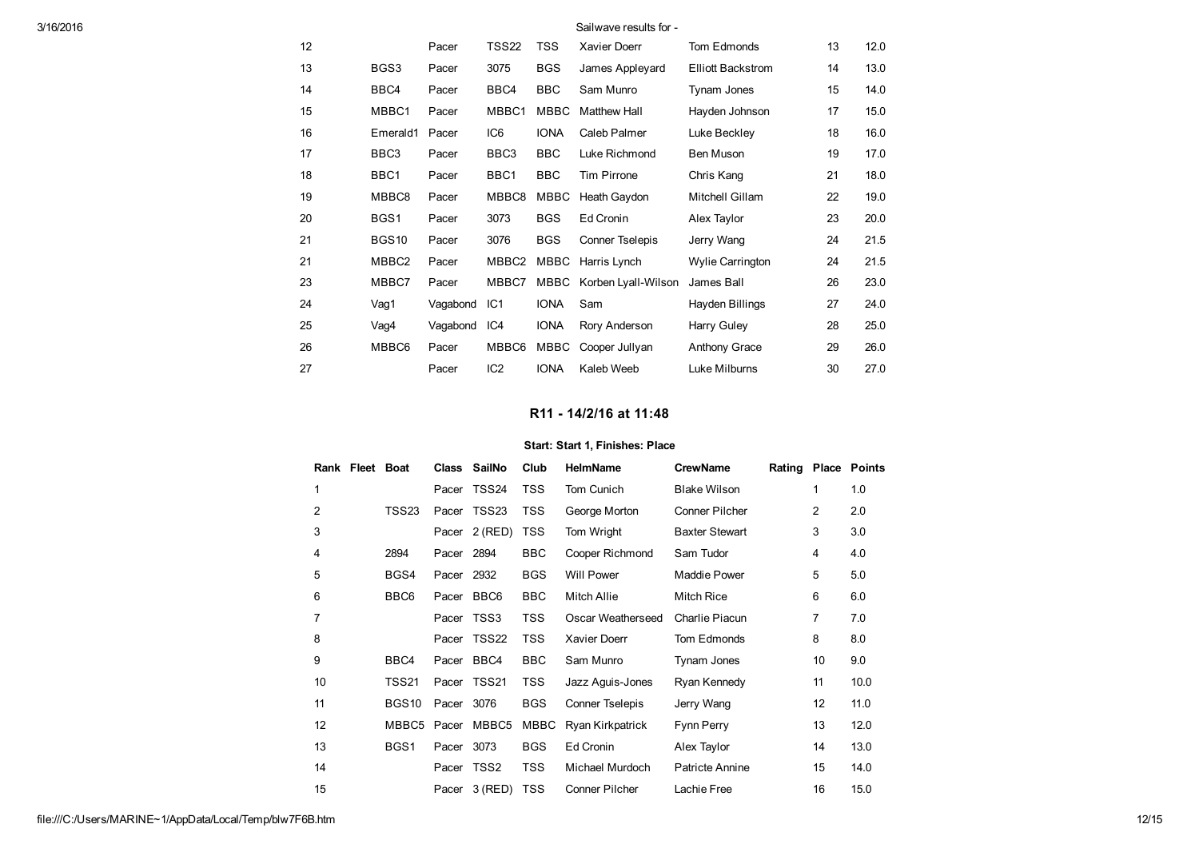| | | | | | | | | | | |
|---|---|---|---|---|---|---|---|---|---|---|
| 12 | | | Pacer | TSS22 | TSS | Xavier Doerr | Tom Edmonds | | 13 | 12.0 |
| 13 | | BGS3 | Pacer | 3075 | BGS | James Appleyard | Elliott Backstrom | | 14 | 13.0 |
| 14 | | BBC4 | Pacer | BBC4 | BBC | Sam Munro | Tynam Jones | | 15 | 14.0 |
| 15 | | MBBC1 | Pacer | MBBC1 | MBBC | Matthew Hall | Hayden Johnson | | 17 | 15.0 |
| 16 | | Emerald1 | Pacer | IC6 | IONA | Caleb Palmer | Luke Beckley | | 18 | 16.0 |
| 17 | | BBC3 | Pacer | BBC3 | BBC | Luke Richmond | Ben Muson | | 19 | 17.0 |
| 18 | | BBC1 | Pacer | BBC1 | BBC | Tim Pirrone | Chris Kang | | 21 | 18.0 |
| 19 | | MBBC8 | Pacer | MBBC8 | MBBC | Heath Gaydon | Mitchell Gillam | | 22 | 19.0 |
| 20 | | BGS1 | Pacer | 3073 | BGS | Ed Cronin | Alex Taylor | | 23 | 20.0 |
| 21 | | BGS10 | Pacer | 3076 | BGS | Conner Tselepis | Jerry Wang | | 24 | 21.5 |
| 21 | | MBBC2 | Pacer | MBBC2 | MBBC | Harris Lynch | Wylie Carrington | | 24 | 21.5 |
| 23 | | MBBC7 | Pacer | MBBC7 | MBBC | Korben Lyall-Wilson | James Ball | | 26 | 23.0 |
| 24 | | Vag1 | Vagabond | IC1 | IONA | Sam | Hayden Billings | | 27 | 24.0 |
| 25 | | Vag4 | Vagabond | IC4 | IONA | Rory Anderson | Harry Guley | | 28 | 25.0 |
| 26 | | MBBC6 | Pacer | MBBC6 | MBBC | Cooper Jullyan | Anthony Grace | | 29 | 26.0 |
| 27 | | | Pacer | IC2 | IONA | Kaleb Weeb | Luke Milburns | | 30 | 27.0 |

### R11 - 14/2/16 at 11:48

**Start: Start 1, Finishes: Place**

| Rank | Fleet | Boat | Class | SailNo | Club | HelmName | CrewName | Rating | Place | Points |
|---|---|---|---|---|---|---|---|---|---|---|
| 1 | | | Pacer | TSS24 | TSS | Tom Cunich | Blake Wilson | | 1 | 1.0 |
| 2 | | TSS23 | Pacer | TSS23 | TSS | George Morton | Conner Pilcher | | 2 | 2.0 |
| 3 | | | Pacer | 2 (RED) | TSS | Tom Wright | Baxter Stewart | | 3 | 3.0 |
| 4 | | 2894 | Pacer | 2894 | BBC | Cooper Richmond | Sam Tudor | | 4 | 4.0 |
| 5 | | BGS4 | Pacer | 2932 | BGS | Will Power | Maddie Power | | 5 | 5.0 |
| 6 | | BBC6 | Pacer | BBC6 | BBC | Mitch Allie | Mitch Rice | | 6 | 6.0 |
| 7 | | | Pacer | TSS3 | TSS | Oscar Weatherseed | Charlie Piacun | | 7 | 7.0 |
| 8 | | | Pacer | TSS22 | TSS | Xavier Doerr | Tom Edmonds | | 8 | 8.0 |
| 9 | | BBC4 | Pacer | BBC4 | BBC | Sam Munro | Tynam Jones | | 10 | 9.0 |
| 10 | | TSS21 | Pacer | TSS21 | TSS | Jazz Aguis-Jones | Ryan Kennedy | | 11 | 10.0 |
| 11 | | BGS10 | Pacer | 3076 | BGS | Conner Tselepis | Jerry Wang | | 12 | 11.0 |
| 12 | | MBBC5 | Pacer | MBBC5 | MBBC | Ryan Kirkpatrick | Fynn Perry | | 13 | 12.0 |
| 13 | | BGS1 | Pacer | 3073 | BGS | Ed Cronin | Alex Taylor | | 14 | 13.0 |
| 14 | | | Pacer | TSS2 | TSS | Michael Murdoch | Patricte Annine | | 15 | 14.0 |
| 15 | | | Pacer | 3 (RED) | TSS | Conner Pilcher | Lachie Free | | 16 | 15.0 |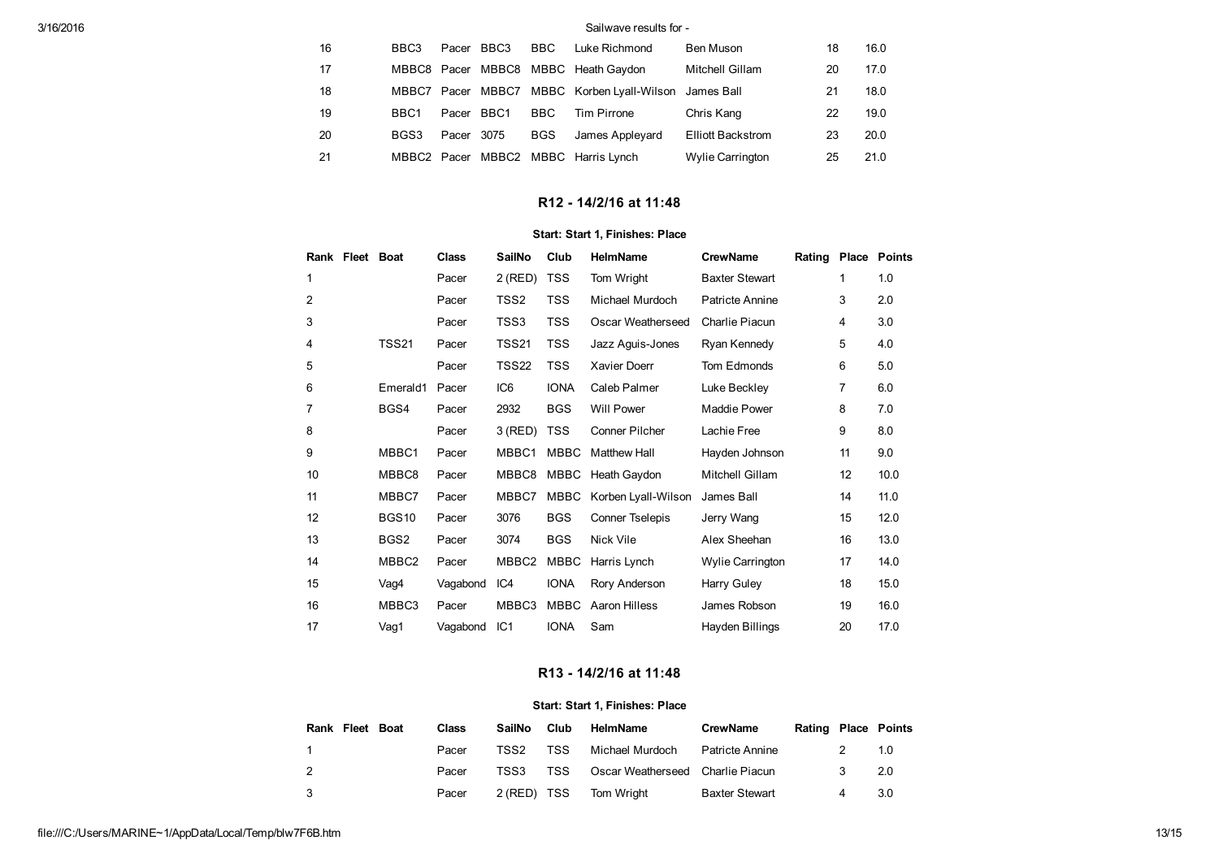| | | | | | | | | | | |
|---|---|---|---|---|---|---|---|---|---|---|
| 16 | | BBC3 | Pacer | BBC3 | BBC | Luke Richmond | Ben Muson | | 18 | 16.0 |
| 17 | | MBBC8 | Pacer | MBBC8 | MBBC | Heath Gaydon | Mitchell Gillam | | 20 | 17.0 |
| 18 | | MBBC7 | Pacer | MBBC7 | MBBC | Korben Lyall-Wilson | James Ball | | 21 | 18.0 |
| 19 | | BBC1 | Pacer | BBC1 | BBC | Tim Pirrone | Chris Kang | | 22 | 19.0 |
| 20 | | BGS3 | Pacer | 3075 | BGS | James Appleyard | Elliott Backstrom | | 23 | 20.0 |
| 21 | | MBBC2 | Pacer | MBBC2 | MBBC | Harris Lynch | Wylie Carrington | | 25 | 21.0 |

## R12 - 14/2/16 at 11:48

**Start: Start 1, Finishes: Place**

| Rank | Fleet | Boat | Class | SailNo | Club | HelmName | CrewName | Rating | Place | Points |
|---|---|---|---|---|---|---|---|---|---|---|
| 1 | | | Pacer | 2 (RED) | TSS | Tom Wright | Baxter Stewart | | 1 | 1.0 |
| 2 | | | Pacer | TSS2 | TSS | Michael Murdoch | Patricte Annine | | 3 | 2.0 |
| 3 | | | Pacer | TSS3 | TSS | Oscar Weatherseed | Charlie Piacun | | 4 | 3.0 |
| 4 | | TSS21 | Pacer | TSS21 | TSS | Jazz Aguis-Jones | Ryan Kennedy | | 5 | 4.0 |
| 5 | | | Pacer | TSS22 | TSS | Xavier Doerr | Tom Edmonds | | 6 | 5.0 |
| 6 | | Emerald1 | Pacer | IC6 | IONA | Caleb Palmer | Luke Beckley | | 7 | 6.0 |
| 7 | | BGS4 | Pacer | 2932 | BGS | Will Power | Maddie Power | | 8 | 7.0 |
| 8 | | | Pacer | 3 (RED) | TSS | Conner Pilcher | Lachie Free | | 9 | 8.0 |
| 9 | | MBBC1 | Pacer | MBBC1 | MBBC | Matthew Hall | Hayden Johnson | | 11 | 9.0 |
| 10 | | MBBC8 | Pacer | MBBC8 | MBBC | Heath Gaydon | Mitchell Gillam | | 12 | 10.0 |
| 11 | | MBBC7 | Pacer | MBBC7 | MBBC | Korben Lyall-Wilson | James Ball | | 14 | 11.0 |
| 12 | | BGS10 | Pacer | 3076 | BGS | Conner Tselepis | Jerry Wang | | 15 | 12.0 |
| 13 | | BGS2 | Pacer | 3074 | BGS | Nick Vile | Alex Sheehan | | 16 | 13.0 |
| 14 | | MBBC2 | Pacer | MBBC2 | MBBC | Harris Lynch | Wylie Carrington | | 17 | 14.0 |
| 15 | | Vag4 | Vagabond | IC4 | IONA | Rory Anderson | Harry Guley | | 18 | 15.0 |
| 16 | | MBBC3 | Pacer | MBBC3 | MBBC | Aaron Hilless | James Robson | | 19 | 16.0 |
| 17 | | Vag1 | Vagabond | IC1 | IONA | Sam | Hayden Billings | | 20 | 17.0 |

## R13 - 14/2/16 at 11:48

**Start: Start 1, Finishes: Place**

| Rank | Fleet | Boat | Class | SailNo | Club | HelmName | CrewName | Rating | Place | Points |
|---|---|---|---|---|---|---|---|---|---|---|
| 1 | | | Pacer | TSS2 | TSS | Michael Murdoch | Patricte Annine | | 2 | 1.0 |
| 2 | | | Pacer | TSS3 | TSS | Oscar Weatherseed | Charlie Piacun | | 3 | 2.0 |
| 3 | | | Pacer | 2 (RED) | TSS | Tom Wright | Baxter Stewart | | 4 | 3.0 |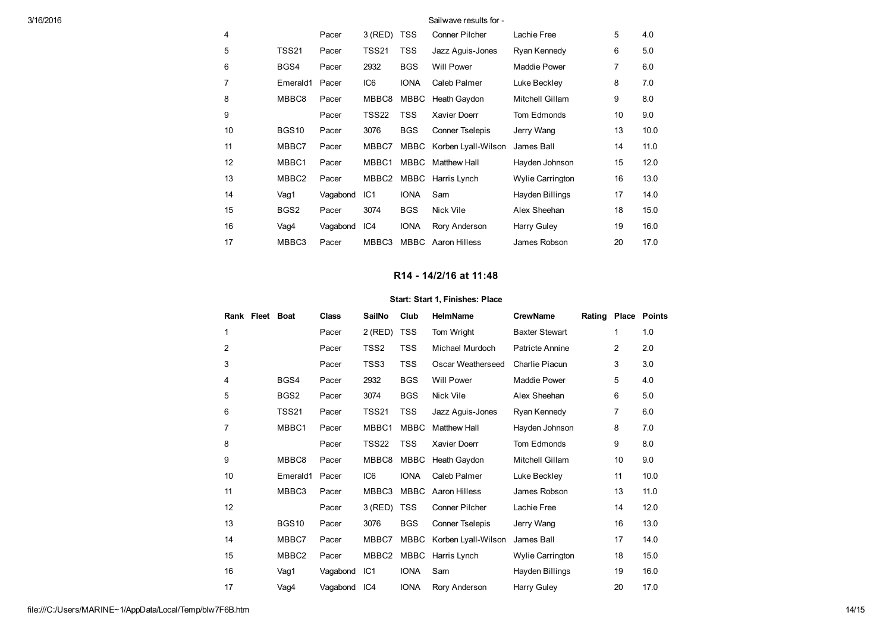| | | | | | | | | | | |
|---|---|---|---|---|---|---|---|---|---|---|
| 4 | | | Pacer | 3 (RED) | TSS | Conner Pilcher | Lachie Free | | 5 | 4.0 |
| 5 | | TSS21 | Pacer | TSS21 | TSS | Jazz Aguis-Jones | Ryan Kennedy | | 6 | 5.0 |
| 6 | | BGS4 | Pacer | 2932 | BGS | Will Power | Maddie Power | | 7 | 6.0 |
| 7 | | Emerald1 | Pacer | IC6 | IONA | Caleb Palmer | Luke Beckley | | 8 | 7.0 |
| 8 | | MBBC8 | Pacer | MBBC8 | MBBC | Heath Gaydon | Mitchell Gillam | | 9 | 8.0 |
| 9 | | | Pacer | TSS22 | TSS | Xavier Doerr | Tom Edmonds | | 10 | 9.0 |
| 10 | | BGS10 | Pacer | 3076 | BGS | Conner Tselepis | Jerry Wang | | 13 | 10.0 |
| 11 | | MBBC7 | Pacer | MBBC7 | MBBC | Korben Lyall-Wilson | James Ball | | 14 | 11.0 |
| 12 | | MBBC1 | Pacer | MBBC1 | MBBC | Matthew Hall | Hayden Johnson | | 15 | 12.0 |
| 13 | | MBBC2 | Pacer | MBBC2 | MBBC | Harris Lynch | Wylie Carrington | | 16 | 13.0 |
| 14 | | Vag1 | Vagabond | IC1 | IONA | Sam | Hayden Billings | | 17 | 14.0 |
| 15 | | BGS2 | Pacer | 3074 | BGS | Nick Vile | Alex Sheehan | | 18 | 15.0 |
| 16 | | Vag4 | Vagabond | IC4 | IONA | Rory Anderson | Harry Guley | | 19 | 16.0 |
| 17 | | MBBC3 | Pacer | MBBC3 | MBBC | Aaron Hilless | James Robson | | 20 | 17.0 |

## R14 - 14/2/16 at 11:48

**Start: Start 1, Finishes: Place**

| Rank | Fleet | Boat | Class | SailNo | Club | HelmName | CrewName | Rating | Place | Points |
|---|---|---|---|---|---|---|---|---|---|---|
| 1 | | | Pacer | 2 (RED) | TSS | Tom Wright | Baxter Stewart | | 1 | 1.0 |
| 2 | | | Pacer | TSS2 | TSS | Michael Murdoch | Patricte Annine | | 2 | 2.0 |
| 3 | | | Pacer | TSS3 | TSS | Oscar Weatherseed | Charlie Piacun | | 3 | 3.0 |
| 4 | | BGS4 | Pacer | 2932 | BGS | Will Power | Maddie Power | | 5 | 4.0 |
| 5 | | BGS2 | Pacer | 3074 | BGS | Nick Vile | Alex Sheehan | | 6 | 5.0 |
| 6 | | TSS21 | Pacer | TSS21 | TSS | Jazz Aguis-Jones | Ryan Kennedy | | 7 | 6.0 |
| 7 | | MBBC1 | Pacer | MBBC1 | MBBC | Matthew Hall | Hayden Johnson | | 8 | 7.0 |
| 8 | | | Pacer | TSS22 | TSS | Xavier Doerr | Tom Edmonds | | 9 | 8.0 |
| 9 | | MBBC8 | Pacer | MBBC8 | MBBC | Heath Gaydon | Mitchell Gillam | | 10 | 9.0 |
| 10 | | Emerald1 | Pacer | IC6 | IONA | Caleb Palmer | Luke Beckley | | 11 | 10.0 |
| 11 | | MBBC3 | Pacer | MBBC3 | MBBC | Aaron Hilless | James Robson | | 13 | 11.0 |
| 12 | | | Pacer | 3 (RED) | TSS | Conner Pilcher | Lachie Free | | 14 | 12.0 |
| 13 | | BGS10 | Pacer | 3076 | BGS | Conner Tselepis | Jerry Wang | | 16 | 13.0 |
| 14 | | MBBC7 | Pacer | MBBC7 | MBBC | Korben Lyall-Wilson | James Ball | | 17 | 14.0 |
| 15 | | MBBC2 | Pacer | MBBC2 | MBBC | Harris Lynch | Wylie Carrington | | 18 | 15.0 |
| 16 | | Vag1 | Vagabond | IC1 | IONA | Sam | Hayden Billings | | 19 | 16.0 |
| 17 | | Vag4 | Vagabond | IC4 | IONA | Rory Anderson | Harry Guley | | 20 | 17.0 |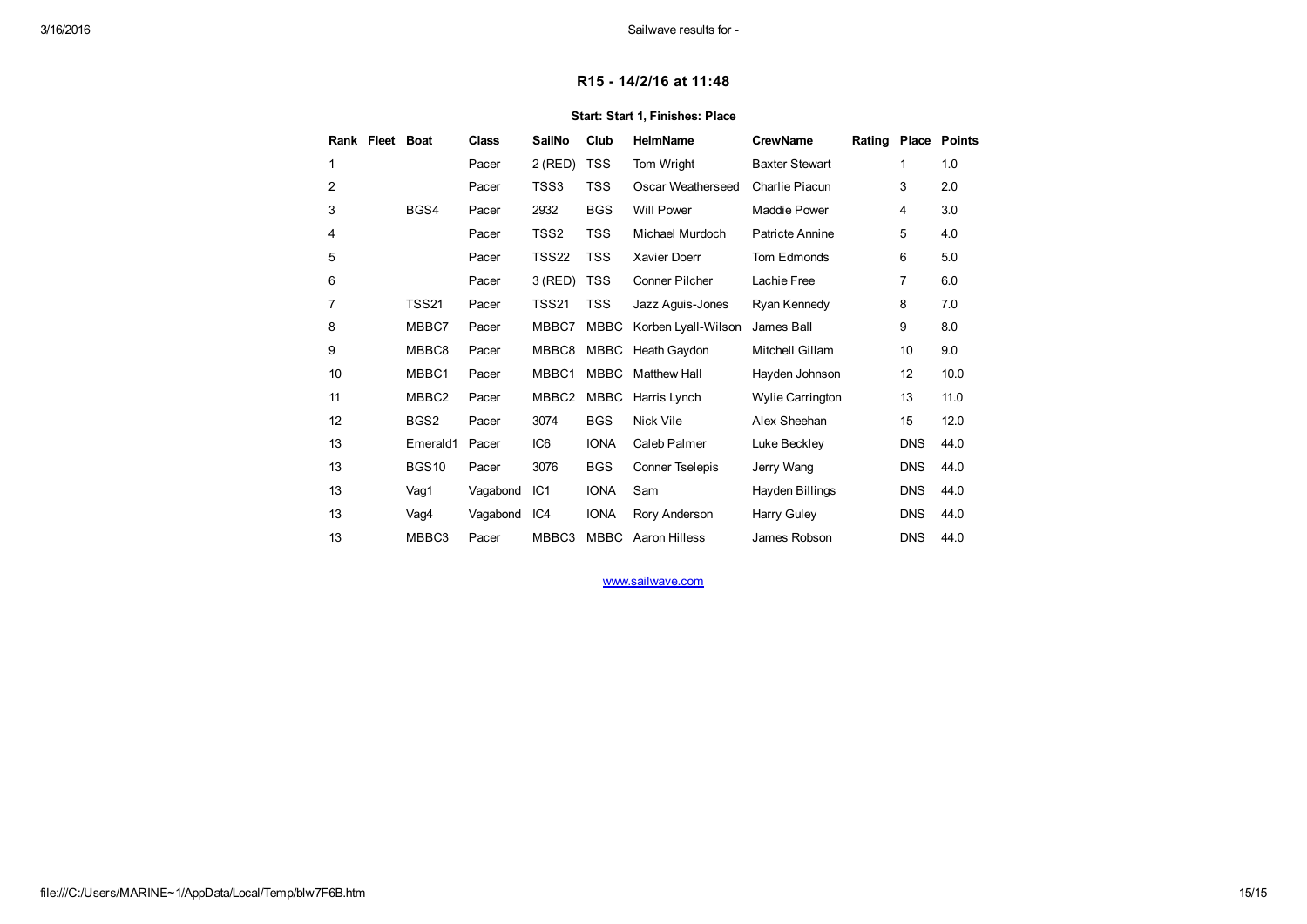## R15 - 14/2/16 at 11:48

### Start: Start 1, Finishes: Place

| Rank | Fleet | Boat | Class | SailNo | Club | HelmName | CrewName | Rating | Place | Points |
|---|---|---|---|---|---|---|---|---|---|---|
| 1 | | | Pacer | 2 (RED) | TSS | Tom Wright | Baxter Stewart | | 1 | 1.0 |
| 2 | | | Pacer | TSS3 | TSS | Oscar Weatherseed | Charlie Piacun | | 3 | 2.0 |
| 3 | | BGS4 | Pacer | 2932 | BGS | Will Power | Maddie Power | | 4 | 3.0 |
| 4 | | | Pacer | TSS2 | TSS | Michael Murdoch | Patricte Annine | | 5 | 4.0 |
| 5 | | | Pacer | TSS22 | TSS | Xavier Doerr | Tom Edmonds | | 6 | 5.0 |
| 6 | | | Pacer | 3 (RED) | TSS | Conner Pilcher | Lachie Free | | 7 | 6.0 |
| 7 | | TSS21 | Pacer | TSS21 | TSS | Jazz Aguis-Jones | Ryan Kennedy | | 8 | 7.0 |
| 8 | | MBBC7 | Pacer | MBBC7 | MBBC | Korben Lyall-Wilson | James Ball | | 9 | 8.0 |
| 9 | | MBBC8 | Pacer | MBBC8 | MBBC | Heath Gaydon | Mitchell Gillam | | 10 | 9.0 |
| 10 | | MBBC1 | Pacer | MBBC1 | MBBC | Matthew Hall | Hayden Johnson | | 12 | 10.0 |
| 11 | | MBBC2 | Pacer | MBBC2 | MBBC | Harris Lynch | Wylie Carrington | | 13 | 11.0 |
| 12 | | BGS2 | Pacer | 3074 | BGS | Nick Vile | Alex Sheehan | | 15 | 12.0 |
| 13 | | Emerald1 | Pacer | IC6 | IONA | Caleb Palmer | Luke Beckley | | DNS | 44.0 |
| 13 | | BGS10 | Pacer | 3076 | BGS | Conner Tselepis | Jerry Wang | | DNS | 44.0 |
| 13 | | Vag1 | Vagabond | IC1 | IONA | Sam | Hayden Billings | | DNS | 44.0 |
| 13 | | Vag4 | Vagabond | IC4 | IONA | Rory Anderson | Harry Guley | | DNS | 44.0 |
| 13 | | MBBC3 | Pacer | MBBC3 | MBBC | Aaron Hilless | James Robson | | DNS | 44.0 |

www.sailwave.com